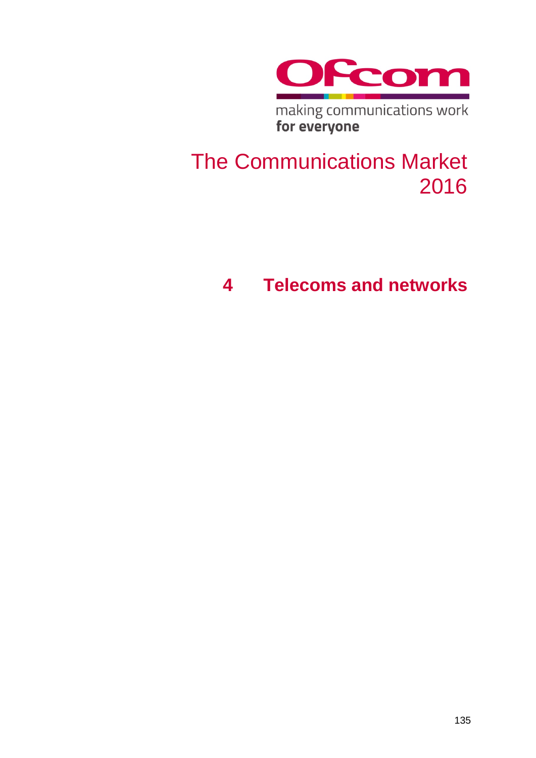Ofcom

making communications work
**for everyone**

# The Communications Market 2016

## 4 Telecoms and networks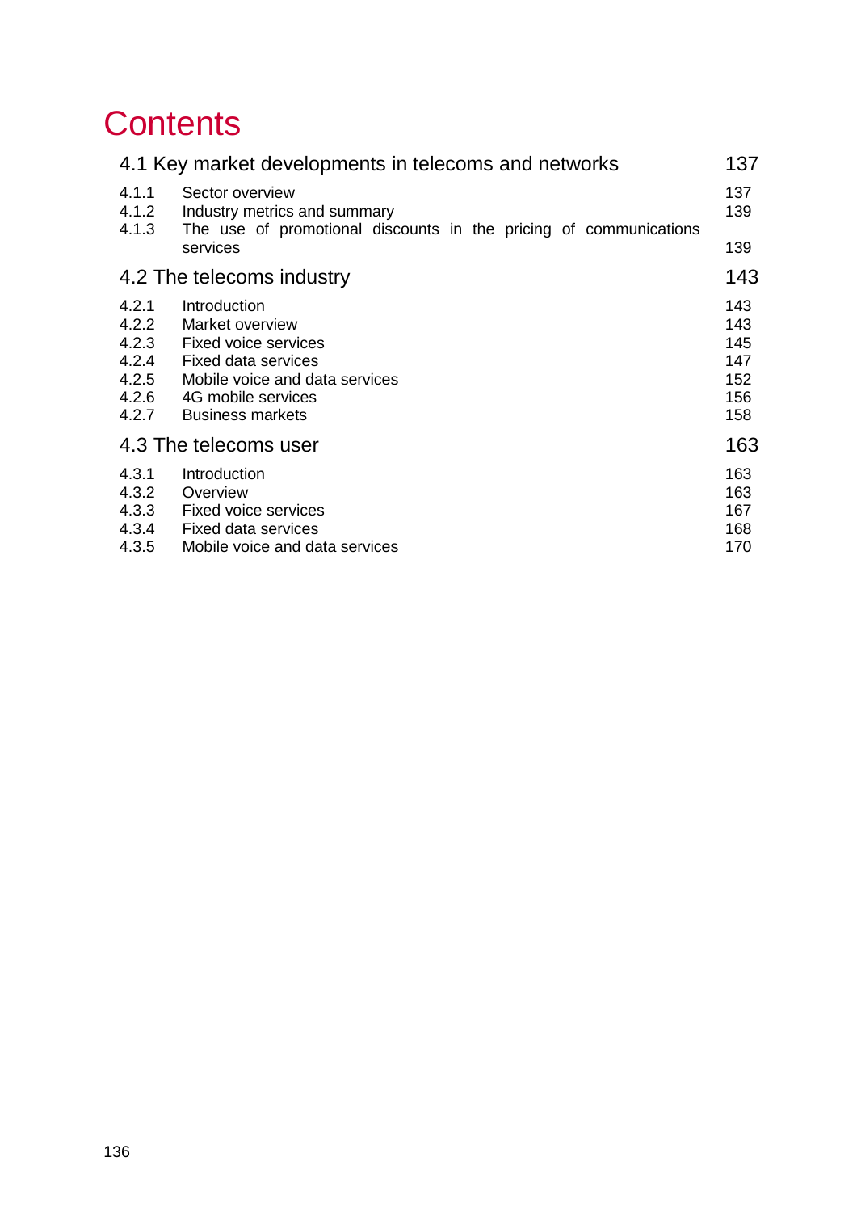# Contents

| | | |
|---|---|---|
| **4.1 Key market developments in telecoms and networks** | | **137** |
| 4.1.1 | Sector overview | 137 |
| 4.1.2 | Industry metrics and summary | 139 |
| 4.1.3 | The use of promotional discounts in the pricing of communications services | 139 |
| **4.2 The telecoms industry** | | **143** |
| 4.2.1 | Introduction | 143 |
| 4.2.2 | Market overview | 143 |
| 4.2.3 | Fixed voice services | 145 |
| 4.2.4 | Fixed data services | 147 |
| 4.2.5 | Mobile voice and data services | 152 |
| 4.2.6 | 4G mobile services | 156 |
| 4.2.7 | Business markets | 158 |
| **4.3 The telecoms user** | | **163** |
| 4.3.1 | Introduction | 163 |
| 4.3.2 | Overview | 163 |
| 4.3.3 | Fixed voice services | 167 |
| 4.3.4 | Fixed data services | 168 |
| 4.3.5 | Mobile voice and data services | 170 |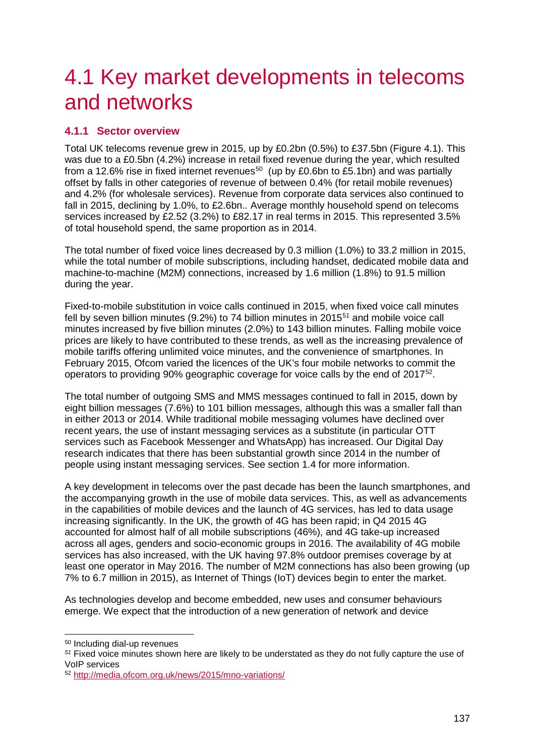# 4.1 Key market developments in telecoms and networks

### 4.1.1 Sector overview

Total UK telecoms revenue grew in 2015, up by £0.2bn (0.5%) to £37.5bn (Figure 4.1). This was due to a £0.5bn (4.2%) increase in retail fixed revenue during the year, which resulted from a 12.6% rise in fixed internet revenues[50] (up by £0.6bn to £5.1bn) and was partially offset by falls in other categories of revenue of between 0.4% (for retail mobile revenues) and 4.2% (for wholesale services). Revenue from corporate data services also continued to fall in 2015, declining by 1.0%, to £2.6bn.. Average monthly household spend on telecoms services increased by £2.52 (3.2%) to £82.17 in real terms in 2015. This represented 3.5% of total household spend, the same proportion as in 2014.

The total number of fixed voice lines decreased by 0.3 million (1.0%) to 33.2 million in 2015, while the total number of mobile subscriptions, including handset, dedicated mobile data and machine-to-machine (M2M) connections, increased by 1.6 million (1.8%) to 91.5 million during the year.

Fixed-to-mobile substitution in voice calls continued in 2015, when fixed voice call minutes fell by seven billion minutes (9.2%) to 74 billion minutes in 2015[51] and mobile voice call minutes increased by five billion minutes (2.0%) to 143 billion minutes. Falling mobile voice prices are likely to have contributed to these trends, as well as the increasing prevalence of mobile tariffs offering unlimited voice minutes, and the convenience of smartphones. In February 2015, Ofcom varied the licences of the UK's four mobile networks to commit the operators to providing 90% geographic coverage for voice calls by the end of 2017[52].

The total number of outgoing SMS and MMS messages continued to fall in 2015, down by eight billion messages (7.6%) to 101 billion messages, although this was a smaller fall than in either 2013 or 2014. While traditional mobile messaging volumes have declined over recent years, the use of instant messaging services as a substitute (in particular OTT services such as Facebook Messenger and WhatsApp) has increased. Our Digital Day research indicates that there has been substantial growth since 2014 in the number of people using instant messaging services. See section 1.4 for more information.

A key development in telecoms over the past decade has been the launch smartphones, and the accompanying growth in the use of mobile data services. This, as well as advancements in the capabilities of mobile devices and the launch of 4G services, has led to data usage increasing significantly. In the UK, the growth of 4G has been rapid; in Q4 2015 4G accounted for almost half of all mobile subscriptions (46%), and 4G take-up increased across all ages, genders and socio-economic groups in 2016. The availability of 4G mobile services has also increased, with the UK having 97.8% outdoor premises coverage by at least one operator in May 2016. The number of M2M connections has also been growing (up 7% to 6.7 million in 2015), as Internet of Things (IoT) devices begin to enter the market.

As technologies develop and become embedded, new uses and consumer behaviours emerge. We expect that the introduction of a new generation of network and device

---

[50] Including dial-up revenues

[51] Fixed voice minutes shown here are likely to be understated as they do not fully capture the use of VoIP services

[52] http://media.ofcom.org.uk/news/2015/mno-variations/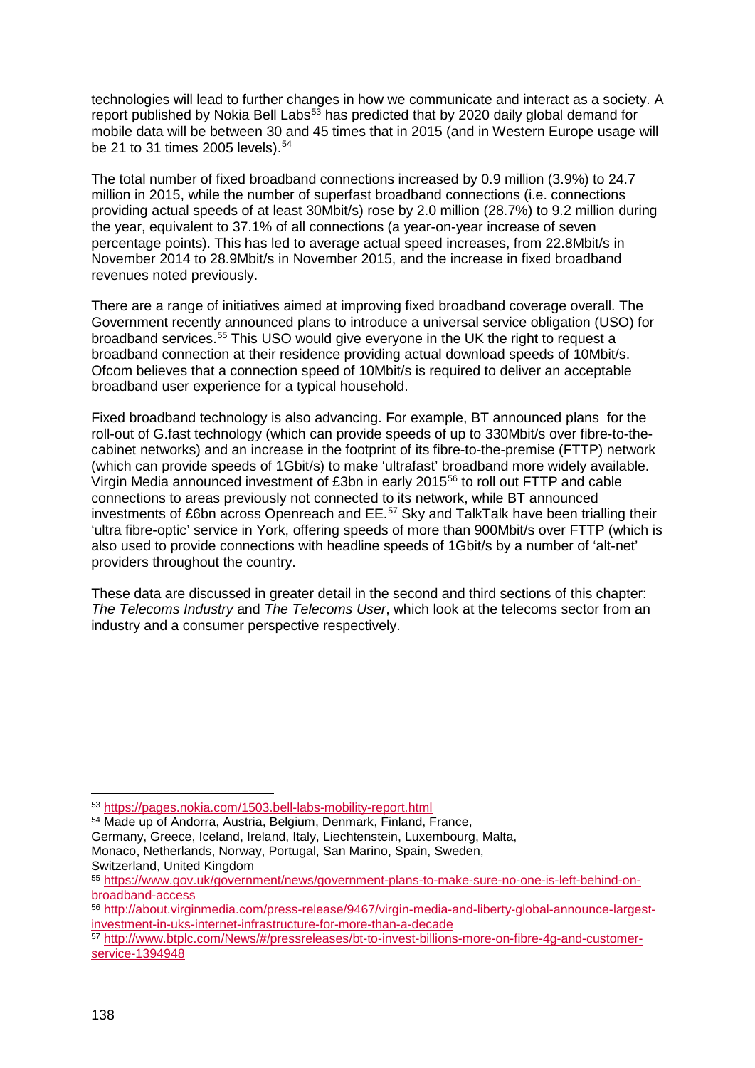technologies will lead to further changes in how we communicate and interact as a society. A report published by Nokia Bell Labs[53] has predicted that by 2020 daily global demand for mobile data will be between 30 and 45 times that in 2015 (and in Western Europe usage will be 21 to 31 times 2005 levels).[54]

The total number of fixed broadband connections increased by 0.9 million (3.9%) to 24.7 million in 2015, while the number of superfast broadband connections (i.e. connections providing actual speeds of at least 30Mbit/s) rose by 2.0 million (28.7%) to 9.2 million during the year, equivalent to 37.1% of all connections (a year-on-year increase of seven percentage points). This has led to average actual speed increases, from 22.8Mbit/s in November 2014 to 28.9Mbit/s in November 2015, and the increase in fixed broadband revenues noted previously.

There are a range of initiatives aimed at improving fixed broadband coverage overall. The Government recently announced plans to introduce a universal service obligation (USO) for broadband services.[55] This USO would give everyone in the UK the right to request a broadband connection at their residence providing actual download speeds of 10Mbit/s. Ofcom believes that a connection speed of 10Mbit/s is required to deliver an acceptable broadband user experience for a typical household.

Fixed broadband technology is also advancing. For example, BT announced plans for the roll-out of G.fast technology (which can provide speeds of up to 330Mbit/s over fibre-to-the-cabinet networks) and an increase in the footprint of its fibre-to-the-premise (FTTP) network (which can provide speeds of 1Gbit/s) to make 'ultrafast' broadband more widely available. Virgin Media announced investment of £3bn in early 2015[56] to roll out FTTP and cable connections to areas previously not connected to its network, while BT announced investments of £6bn across Openreach and EE.[57] Sky and TalkTalk have been trialling their 'ultra fibre-optic' service in York, offering speeds of more than 900Mbit/s over FTTP (which is also used to provide connections with headline speeds of 1Gbit/s by a number of 'alt-net' providers throughout the country.

These data are discussed in greater detail in the second and third sections of this chapter: *The Telecoms Industry* and *The Telecoms User*, which look at the telecoms sector from an industry and a consumer perspective respectively.

---

[53] https://pages.nokia.com/1503.bell-labs-mobility-report.html

[54] Made up of Andorra, Austria, Belgium, Denmark, Finland, France, Germany, Greece, Iceland, Ireland, Italy, Liechtenstein, Luxembourg, Malta, Monaco, Netherlands, Norway, Portugal, San Marino, Spain, Sweden, Switzerland, United Kingdom

[55] https://www.gov.uk/government/news/government-plans-to-make-sure-no-one-is-left-behind-on-broadband-access

[56] http://about.virginmedia.com/press-release/9467/virgin-media-and-liberty-global-announce-largest-investment-in-uks-internet-infrastructure-for-more-than-a-decade

[57] http://www.btplc.com/News/#/pressreleases/bt-to-invest-billions-more-on-fibre-4g-and-customer-service-1394948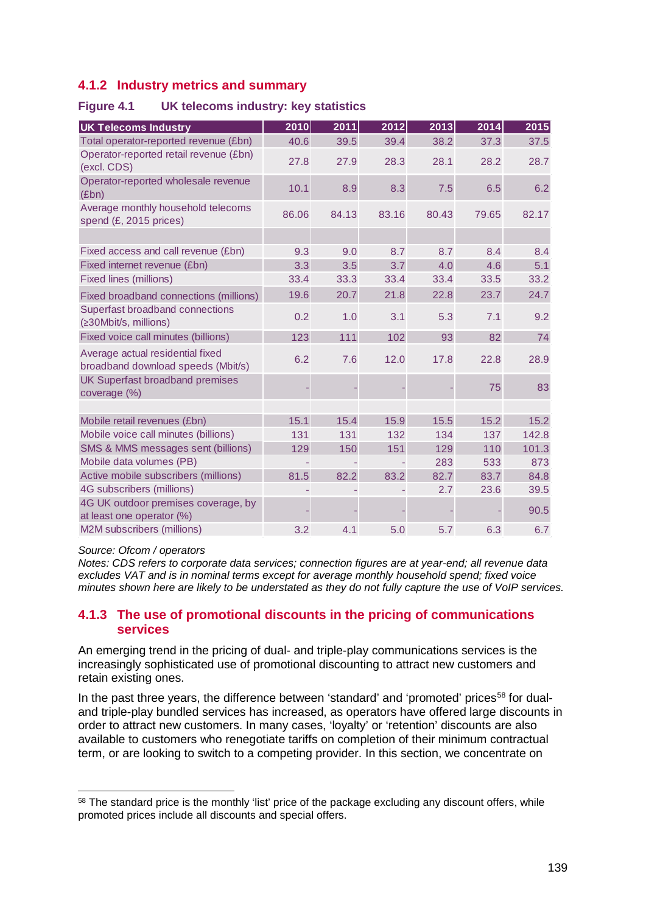### 4.1.2 Industry metrics and summary

**Figure 4.1 UK telecoms industry: key statistics**

| UK Telecoms Industry | 2010 | 2011 | 2012 | 2013 | 2014 | 2015 |
|---|---|---|---|---|---|---|
| Total operator-reported revenue (£bn) | 40.6 | 39.5 | 39.4 | 38.2 | 37.3 | 37.5 |
| Operator-reported retail revenue (£bn) (excl. CDS) | 27.8 | 27.9 | 28.3 | 28.1 | 28.2 | 28.7 |
| Operator-reported wholesale revenue (£bn) | 10.1 | 8.9 | 8.3 | 7.5 | 6.5 | 6.2 |
| Average monthly household telecoms spend (£, 2015 prices) | 86.06 | 84.13 | 83.16 | 80.43 | 79.65 | 82.17 |
| | | | | | | |
| Fixed access and call revenue (£bn) | 9.3 | 9.0 | 8.7 | 8.7 | 8.4 | 8.4 |
| Fixed internet revenue (£bn) | 3.3 | 3.5 | 3.7 | 4.0 | 4.6 | 5.1 |
| Fixed lines (millions) | 33.4 | 33.3 | 33.4 | 33.4 | 33.5 | 33.2 |
| Fixed broadband connections (millions) | 19.6 | 20.7 | 21.8 | 22.8 | 23.7 | 24.7 |
| Superfast broadband connections (≥30Mbit/s, millions) | 0.2 | 1.0 | 3.1 | 5.3 | 7.1 | 9.2 |
| Fixed voice call minutes (billions) | 123 | 111 | 102 | 93 | 82 | 74 |
| Average actual residential fixed broadband download speeds (Mbit/s) | 6.2 | 7.6 | 12.0 | 17.8 | 22.8 | 28.9 |
| UK Superfast broadband premises coverage (%) | - | - | - | - | 75 | 83 |
| | | | | | | |
| Mobile retail revenues (£bn) | 15.1 | 15.4 | 15.9 | 15.5 | 15.2 | 15.2 |
| Mobile voice call minutes (billions) | 131 | 131 | 132 | 134 | 137 | 142.8 |
| SMS & MMS messages sent (billions) | 129 | 150 | 151 | 129 | 110 | 101.3 |
| Mobile data volumes (PB) | - | - | - | 283 | 533 | 873 |
| Active mobile subscribers (millions) | 81.5 | 82.2 | 83.2 | 82.7 | 83.7 | 84.8 |
| 4G subscribers (millions) | - | - | - | 2.7 | 23.6 | 39.5 |
| 4G UK outdoor premises coverage, by at least one operator (%) | - | - | - | - | - | 90.5 |
| M2M subscribers (millions) | 3.2 | 4.1 | 5.0 | 5.7 | 6.3 | 6.7 |

*Source: Ofcom / operators*
*Notes: CDS refers to corporate data services; connection figures are at year-end; all revenue data excludes VAT and is in nominal terms except for average monthly household spend; fixed voice minutes shown here are likely to be understated as they do not fully capture the use of VoIP services.*

### 4.1.3 The use of promotional discounts in the pricing of communications services

An emerging trend in the pricing of dual- and triple-play communications services is the increasingly sophisticated use of promotional discounting to attract new customers and retain existing ones.

In the past three years, the difference between 'standard' and 'promoted' prices[58] for dual- and triple-play bundled services has increased, as operators have offered large discounts in order to attract new customers. In many cases, 'loyalty' or 'retention' discounts are also available to customers who renegotiate tariffs on completion of their minimum contractual term, or are looking to switch to a competing provider. In this section, we concentrate on

[58] The standard price is the monthly 'list' price of the package excluding any discount offers, while promoted prices include all discounts and special offers.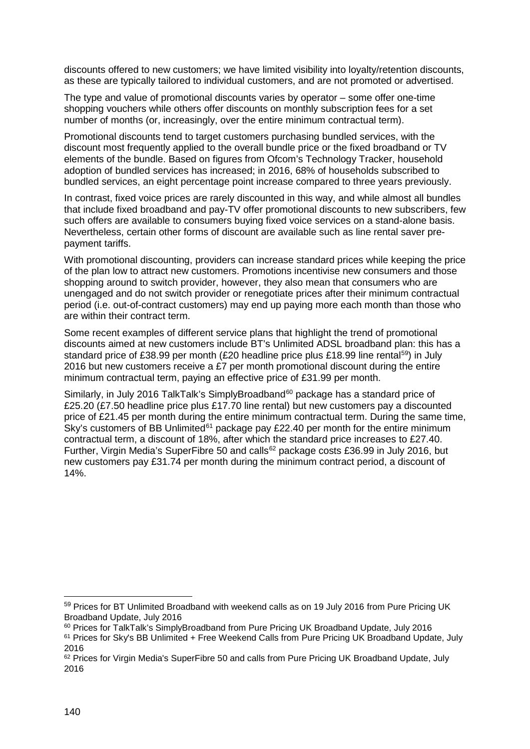discounts offered to new customers; we have limited visibility into loyalty/retention discounts, as these are typically tailored to individual customers, and are not promoted or advertised.

The type and value of promotional discounts varies by operator – some offer one-time shopping vouchers while others offer discounts on monthly subscription fees for a set number of months (or, increasingly, over the entire minimum contractual term).

Promotional discounts tend to target customers purchasing bundled services, with the discount most frequently applied to the overall bundle price or the fixed broadband or TV elements of the bundle. Based on figures from Ofcom's Technology Tracker, household adoption of bundled services has increased; in 2016, 68% of households subscribed to bundled services, an eight percentage point increase compared to three years previously.

In contrast, fixed voice prices are rarely discounted in this way, and while almost all bundles that include fixed broadband and pay-TV offer promotional discounts to new subscribers, few such offers are available to consumers buying fixed voice services on a stand-alone basis. Nevertheless, certain other forms of discount are available such as line rental saver pre-payment tariffs.

With promotional discounting, providers can increase standard prices while keeping the price of the plan low to attract new customers. Promotions incentivise new consumers and those shopping around to switch provider, however, they also mean that consumers who are unengaged and do not switch provider or renegotiate prices after their minimum contractual period (i.e. out-of-contract customers) may end up paying more each month than those who are within their contract term.

Some recent examples of different service plans that highlight the trend of promotional discounts aimed at new customers include BT's Unlimited ADSL broadband plan: this has a standard price of £38.99 per month (£20 headline price plus £18.99 line rental[59]) in July 2016 but new customers receive a £7 per month promotional discount during the entire minimum contractual term, paying an effective price of £31.99 per month.

Similarly, in July 2016 TalkTalk's SimplyBroadband[60] package has a standard price of £25.20 (£7.50 headline price plus £17.70 line rental) but new customers pay a discounted price of £21.45 per month during the entire minimum contractual term. During the same time, Sky's customers of BB Unlimited[61] package pay £22.40 per month for the entire minimum contractual term, a discount of 18%, after which the standard price increases to £27.40. Further, Virgin Media's SuperFibre 50 and calls[62] package costs £36.99 in July 2016, but new customers pay £31.74 per month during the minimum contract period, a discount of 14%.

---

[59] Prices for BT Unlimited Broadband with weekend calls as on 19 July 2016 from Pure Pricing UK Broadband Update, July 2016

[60] Prices for TalkTalk's SimplyBroadband from Pure Pricing UK Broadband Update, July 2016

[61] Prices for Sky's BB Unlimited + Free Weekend Calls from Pure Pricing UK Broadband Update, July 2016

[62] Prices for Virgin Media's SuperFibre 50 and calls from Pure Pricing UK Broadband Update, July 2016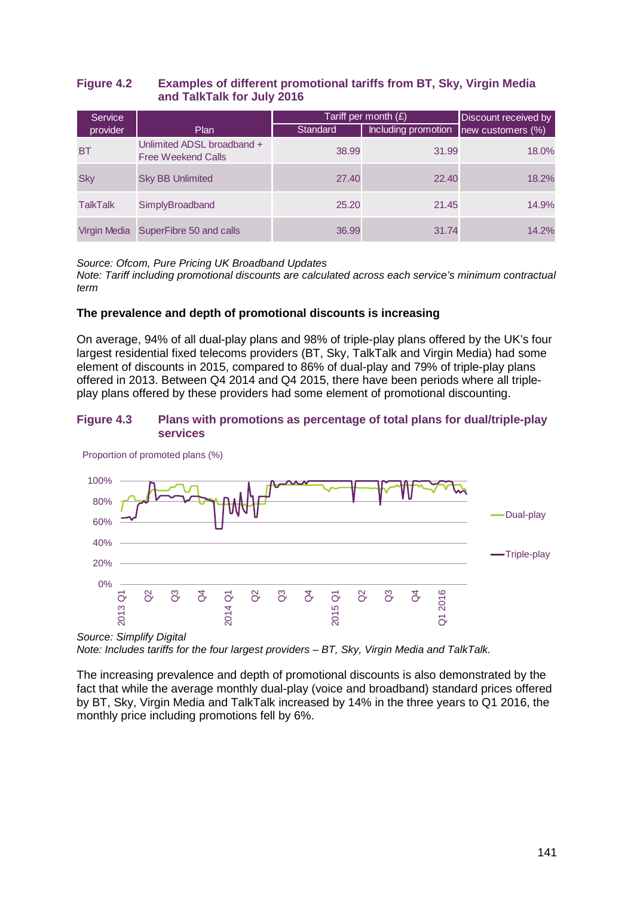**Figure 4.2 Examples of different promotional tariffs from BT, Sky, Virgin Media and TalkTalk for July 2016**

| Service provider | Plan | Tariff per month (£) | | Discount received by new customers (%) |
|---|---|---|---|---|
| | | Standard | Including promotion | |
| BT | Unlimited ADSL broadband + Free Weekend Calls | 38.99 | 31.99 | 18.0% |
| Sky | Sky BB Unlimited | 27.40 | 22.40 | 18.2% |
| TalkTalk | SimplyBroadband | 25.20 | 21.45 | 14.9% |
| Virgin Media | SuperFibre 50 and calls | 36.99 | 31.74 | 14.2% |

*Source: Ofcom, Pure Pricing UK Broadband Updates*
*Note: Tariff including promotional discounts are calculated across each service's minimum contractual term*

**The prevalence and depth of promotional discounts is increasing**

On average, 94% of all dual-play plans and 98% of triple-play plans offered by the UK's four largest residential fixed telecoms providers (BT, Sky, TalkTalk and Virgin Media) had some element of discounts in 2015, compared to 86% of dual-play and 79% of triple-play plans offered in 2013. Between Q4 2014 and Q4 2015, there have been periods where all triple-play plans offered by these providers had some element of promotional discounting.

**Figure 4.3 Plans with promotions as percentage of total plans for dual/triple-play services**

*Source: Simplify Digital*
*Note: Includes tariffs for the four largest providers – BT, Sky, Virgin Media and TalkTalk.*

The increasing prevalence and depth of promotional discounts is also demonstrated by the fact that while the average monthly dual-play (voice and broadband) standard prices offered by BT, Sky, Virgin Media and TalkTalk increased by 14% in the three years to Q1 2016, the monthly price including promotions fell by 6%.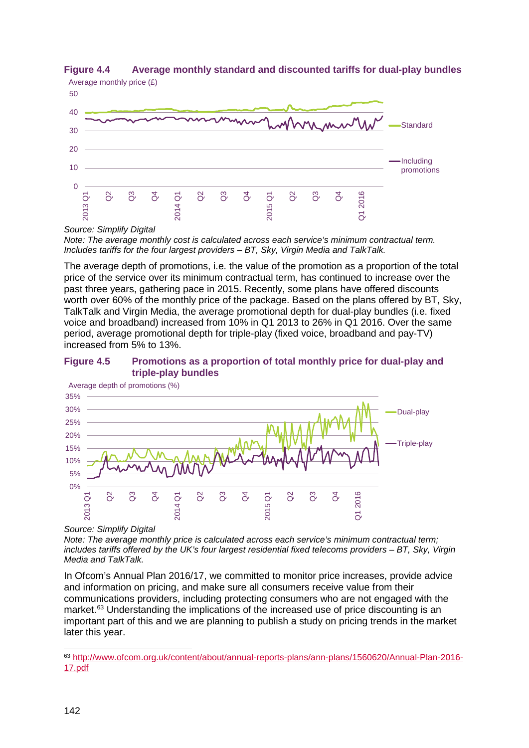**Figure 4.4 Average monthly standard and discounted tariffs for dual-play bundles**

*Source: Simplify Digital*

*Note: The average monthly cost is calculated across each service's minimum contractual term. Includes tariffs for the four largest providers – BT, Sky, Virgin Media and TalkTalk.*

The average depth of promotions, i.e. the value of the promotion as a proportion of the total price of the service over its minimum contractual term, has continued to increase over the past three years, gathering pace in 2015. Recently, some plans have offered discounts worth over 60% of the monthly price of the package. Based on the plans offered by BT, Sky, TalkTalk and Virgin Media, the average promotional depth for dual-play bundles (i.e. fixed voice and broadband) increased from 10% in Q1 2013 to 26% in Q1 2016. Over the same period, average promotional depth for triple-play (fixed voice, broadband and pay-TV) increased from 5% to 13%.

**Figure 4.5 Promotions as a proportion of total monthly price for dual-play and triple-play bundles**

*Source: Simplify Digital*

*Note: The average monthly price is calculated across each service's minimum contractual term; includes tariffs offered by the UK's four largest residential fixed telecoms providers – BT, Sky, Virgin Media and TalkTalk.*

In Ofcom's Annual Plan 2016/17, we committed to monitor price increases, provide advice and information on pricing, and make sure all consumers receive value from their communications providers, including protecting consumers who are not engaged with the market.[63] Understanding the implications of the increased use of price discounting is an important part of this and we are planning to publish a study on pricing trends in the market later this year.

---

[63] http://www.ofcom.org.uk/content/about/annual-reports-plans/ann-plans/1560620/Annual-Plan-2016-17.pdf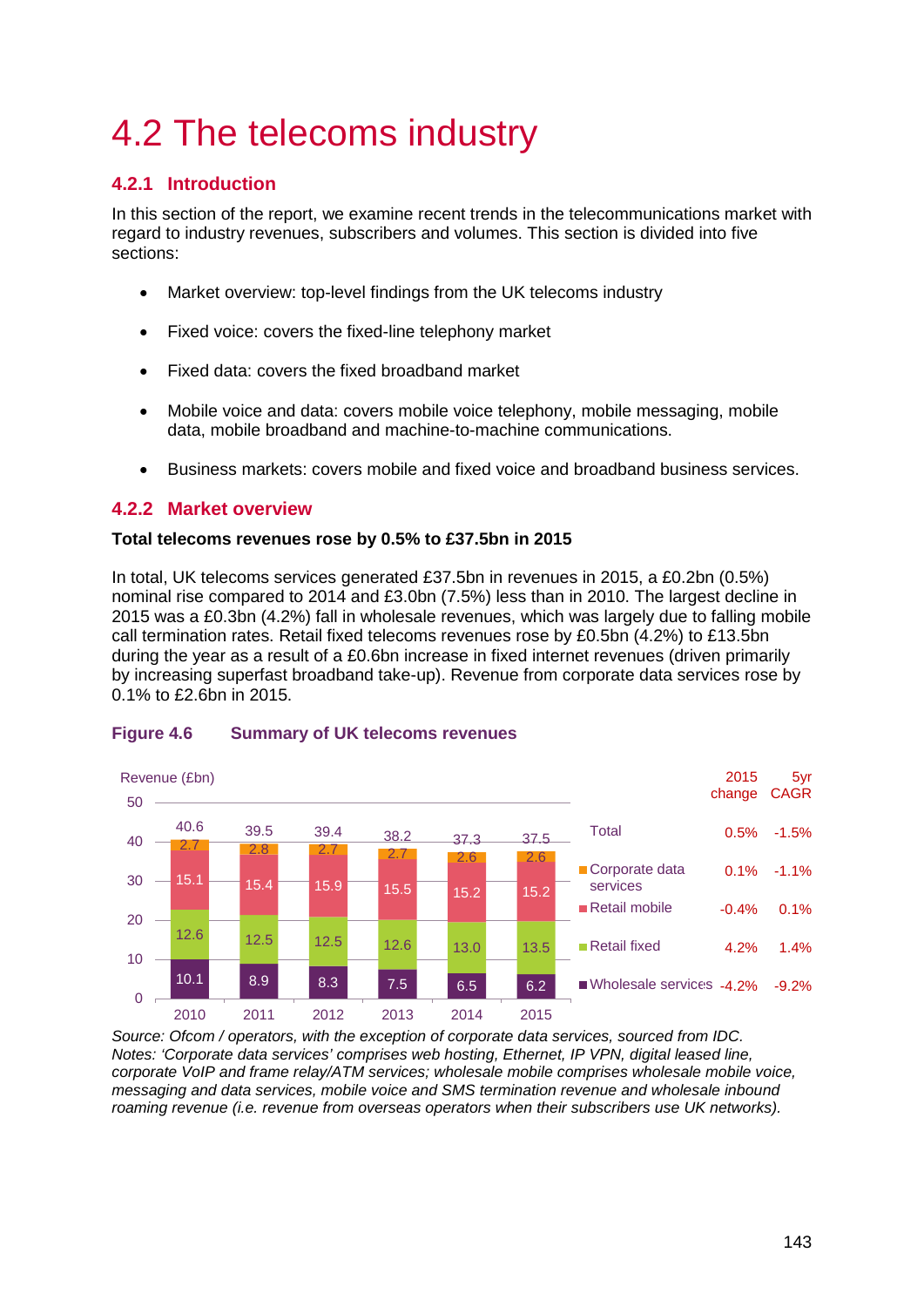# 4.2 The telecoms industry

## 4.2.1 Introduction

In this section of the report, we examine recent trends in the telecommunications market with regard to industry revenues, subscribers and volumes. This section is divided into five sections:

- Market overview: top-level findings from the UK telecoms industry
- Fixed voice: covers the fixed-line telephony market
- Fixed data: covers the fixed broadband market
- Mobile voice and data: covers mobile voice telephony, mobile messaging, mobile data, mobile broadband and machine-to-machine communications.
- Business markets: covers mobile and fixed voice and broadband business services.

## 4.2.2 Market overview

**Total telecoms revenues rose by 0.5% to £37.5bn in 2015**

In total, UK telecoms services generated £37.5bn in revenues in 2015, a £0.2bn (0.5%) nominal rise compared to 2014 and £3.0bn (7.5%) less than in 2010. The largest decline in 2015 was a £0.3bn (4.2%) fall in wholesale revenues, which was largely due to falling mobile call termination rates. Retail fixed telecoms revenues rose by £0.5bn (4.2%) to £13.5bn during the year as a result of a £0.6bn increase in fixed internet revenues (driven primarily by increasing superfast broadband take-up). Revenue from corporate data services rose by 0.1% to £2.6bn in 2015.

**Figure 4.6 Summary of UK telecoms revenues**

Revenue (£bn)

| | 2010 | 2011 | 2012 | 2013 | 2014 | 2015 | 2015 change | 5yr CAGR |
|---|---|---|---|---|---|---|---|---|
| Total | 40.6 | 39.5 | 39.4 | 38.2 | 37.3 | 37.5 | 0.5% | -1.5% |
| Corporate data services | 2.7 | 2.8 | 2.7 | 2.7 | 2.6 | 2.6 | 0.1% | -1.1% |
| Retail mobile | 15.1 | 15.4 | 15.9 | 15.5 | 15.2 | 15.2 | -0.4% | 0.1% |
| Retail fixed | 12.6 | 12.5 | 12.5 | 12.6 | 13.0 | 13.5 | 4.2% | 1.4% |
| Wholesale services | 10.1 | 8.9 | 8.3 | 7.5 | 6.5 | 6.2 | -4.2% | -9.2% |

*Source: Ofcom / operators, with the exception of corporate data services, sourced from IDC.*
*Notes: 'Corporate data services' comprises web hosting, Ethernet, IP VPN, digital leased line, corporate VoIP and frame relay/ATM services; wholesale mobile comprises wholesale mobile voice, messaging and data services, mobile voice and SMS termination revenue and wholesale inbound roaming revenue (i.e. revenue from overseas operators when their subscribers use UK networks).*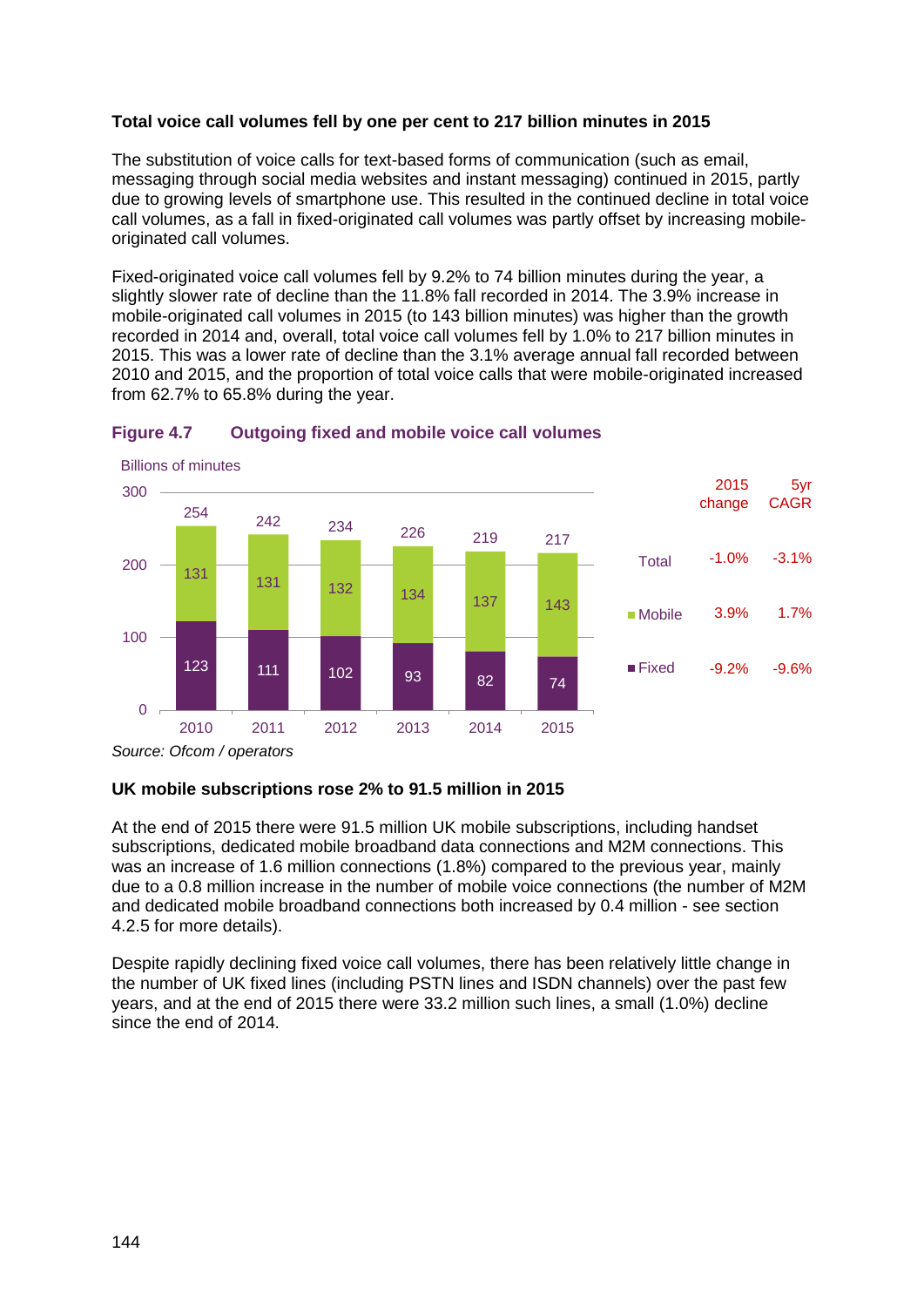**Total voice call volumes fell by one per cent to 217 billion minutes in 2015**

The substitution of voice calls for text-based forms of communication (such as email, messaging through social media websites and instant messaging) continued in 2015, partly due to growing levels of smartphone use. This resulted in the continued decline in total voice call volumes, as a fall in fixed-originated call volumes was partly offset by increasing mobile-originated call volumes.

Fixed-originated voice call volumes fell by 9.2% to 74 billion minutes during the year, a slightly slower rate of decline than the 11.8% fall recorded in 2014. The 3.9% increase in mobile-originated call volumes in 2015 (to 143 billion minutes) was higher than the growth recorded in 2014 and, overall, total voice call volumes fell by 1.0% to 217 billion minutes in 2015. This was a lower rate of decline than the 3.1% average annual fall recorded between 2010 and 2015, and the proportion of total voice calls that were mobile-originated increased from 62.7% to 65.8% during the year.

**Figure 4.7 Outgoing fixed and mobile voice call volumes**

Billions of minutes

| | 2010 | 2011 | 2012 | 2013 | 2014 | 2015 |
|---|---|---|---|---|---|---|
| Mobile | 131 | 131 | 132 | 134 | 137 | 143 |
| Fixed | 123 | 111 | 102 | 93 | 82 | 74 |
| Total | 254 | 242 | 234 | 226 | 219 | 217 |

| | 2015 change | 5yr CAGR |
|---|---|---|
| Total | -1.0% | -3.1% |
| Mobile | 3.9% | 1.7% |
| Fixed | -9.2% | -9.6% |

*Source: Ofcom / operators*

**UK mobile subscriptions rose 2% to 91.5 million in 2015**

At the end of 2015 there were 91.5 million UK mobile subscriptions, including handset subscriptions, dedicated mobile broadband data connections and M2M connections. This was an increase of 1.6 million connections (1.8%) compared to the previous year, mainly due to a 0.8 million increase in the number of mobile voice connections (the number of M2M and dedicated mobile broadband connections both increased by 0.4 million - see section 4.2.5 for more details).

Despite rapidly declining fixed voice call volumes, there has been relatively little change in the number of UK fixed lines (including PSTN lines and ISDN channels) over the past few years, and at the end of 2015 there were 33.2 million such lines, a small (1.0%) decline since the end of 2014.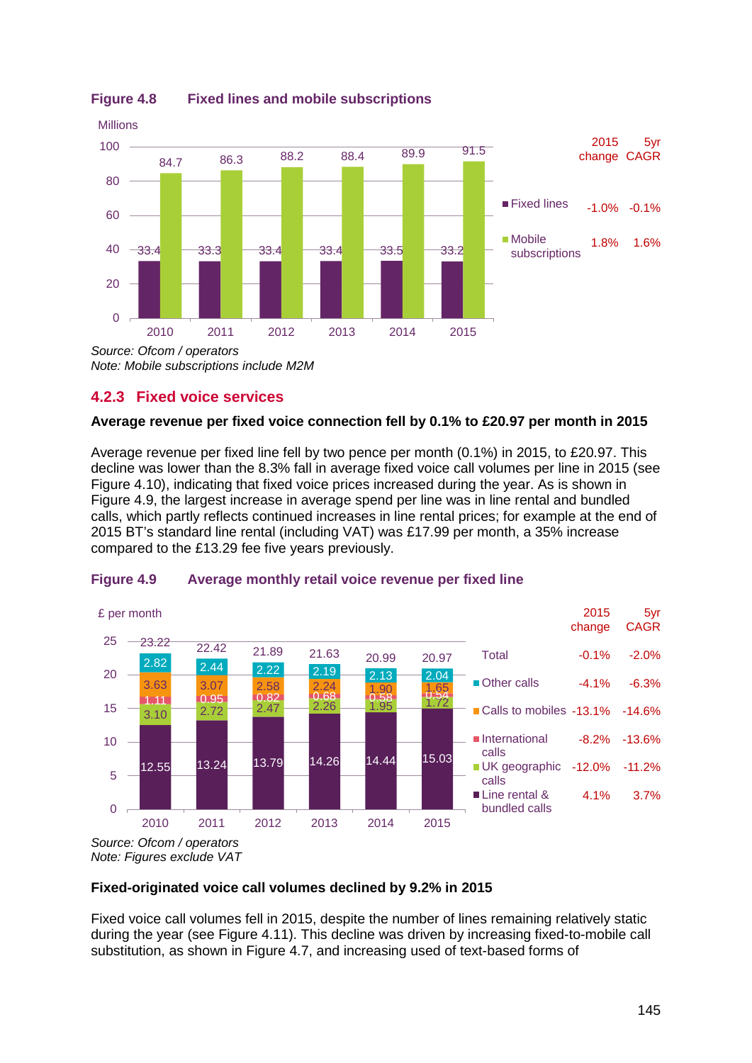**Figure 4.8 Fixed lines and mobile subscriptions**

Millions

| | 2010 | 2011 | 2012 | 2013 | 2014 | 2015 | 2015 change | 5yr CAGR |
|---|---|---|---|---|---|---|---|---|
| Fixed lines | 33.4 | 33.3 | 33.4 | 33.4 | 33.5 | 33.2 | -1.0% | -0.1% |
| Mobile subscriptions | 84.7 | 86.3 | 88.2 | 88.4 | 89.9 | 91.5 | 1.8% | 1.6% |

*Source: Ofcom / operators*
*Note: Mobile subscriptions include M2M*

## 4.2.3 Fixed voice services

**Average revenue per fixed voice connection fell by 0.1% to £20.97 per month in 2015**

Average revenue per fixed line fell by two pence per month (0.1%) in 2015, to £20.97. This decline was lower than the 8.3% fall in average fixed voice call volumes per line in 2015 (see Figure 4.10), indicating that fixed voice prices increased during the year. As is shown in Figure 4.9, the largest increase in average spend per line was in line rental and bundled calls, which partly reflects continued increases in line rental prices; for example at the end of 2015 BT's standard line rental (including VAT) was £17.99 per month, a 35% increase compared to the £13.29 fee five years previously.

**Figure 4.9 Average monthly retail voice revenue per fixed line**

£ per month

| | 2010 | 2011 | 2012 | 2013 | 2014 | 2015 | 2015 change | 5yr CAGR |
|---|---|---|---|---|---|---|---|---|
| Total | 23.22 | 22.42 | 21.89 | 21.63 | 20.99 | 20.97 | -0.1% | -2.0% |
| Other calls | 2.82 | 2.44 | 2.22 | 2.19 | 2.13 | 2.04 | -4.1% | -6.3% |
| Calls to mobiles | 3.63 | 3.07 | 2.58 | 2.24 | 1.90 | 1.65 | -13.1% | -14.6% |
| International calls | 1.11 | 0.95 | 0.82 | 0.68 | 0.58 | 0.54 | -8.2% | -13.6% |
| UK geographic calls | 3.10 | 2.72 | 2.47 | 2.26 | 1.95 | 1.72 | -12.0% | -11.2% |
| Line rental & bundled calls | 12.55 | 13.24 | 13.79 | 14.26 | 14.44 | 15.03 | 4.1% | 3.7% |

*Source: Ofcom / operators*
*Note: Figures exclude VAT*

**Fixed-originated voice call volumes declined by 9.2% in 2015**

Fixed voice call volumes fell in 2015, despite the number of lines remaining relatively static during the year (see Figure 4.11). This decline was driven by increasing fixed-to-mobile call substitution, as shown in Figure 4.7, and increasing used of text-based forms of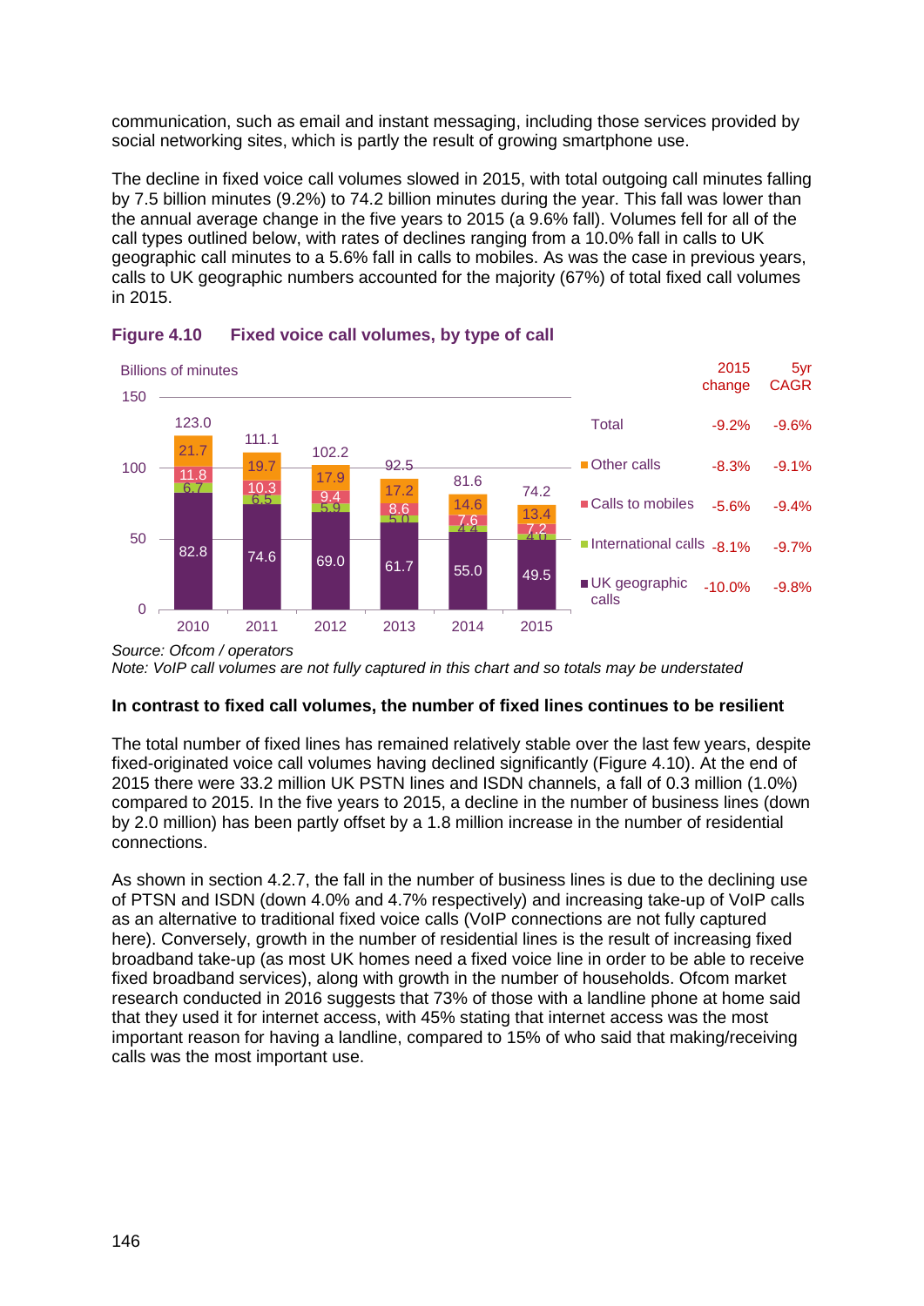communication, such as email and instant messaging, including those services provided by social networking sites, which is partly the result of growing smartphone use.

The decline in fixed voice call volumes slowed in 2015, with total outgoing call minutes falling by 7.5 billion minutes (9.2%) to 74.2 billion minutes during the year. This fall was lower than the annual average change in the five years to 2015 (a 9.6% fall). Volumes fell for all of the call types outlined below, with rates of declines ranging from a 10.0% fall in calls to UK geographic call minutes to a 5.6% fall in calls to mobiles. As was the case in previous years, calls to UK geographic numbers accounted for the majority (67%) of total fixed call volumes in 2015.

**Figure 4.10 Fixed voice call volumes, by type of call**

Billions of minutes

| | 2010 | 2011 | 2012 | 2013 | 2014 | 2015 | 2015 change | 5yr CAGR |
|---|---|---|---|---|---|---|---|---|
| Total | 123.0 | 111.1 | 102.2 | 92.5 | 81.6 | 74.2 | -9.2% | -9.6% |
| Other calls | 21.7 | 19.7 | 17.9 | 17.2 | 14.6 | 13.4 | -8.3% | -9.1% |
| Calls to mobiles | 11.8 | 10.3 | 9.4 | 8.6 | 7.6 | 7.2 | -5.6% | -9.4% |
| International calls | 6.7 | 6.5 | 5.9 | 5.0 | 4.4 | 4.0 | -8.1% | -9.7% |
| UK geographic calls | 82.8 | 74.6 | 69.0 | 61.7 | 55.0 | 49.5 | -10.0% | -9.8% |

*Source: Ofcom / operators*
*Note: VoIP call volumes are not fully captured in this chart and so totals may be understated*

**In contrast to fixed call volumes, the number of fixed lines continues to be resilient**

The total number of fixed lines has remained relatively stable over the last few years, despite fixed-originated voice call volumes having declined significantly (Figure 4.10). At the end of 2015 there were 33.2 million UK PSTN lines and ISDN channels, a fall of 0.3 million (1.0%) compared to 2015. In the five years to 2015, a decline in the number of business lines (down by 2.0 million) has been partly offset by a 1.8 million increase in the number of residential connections.

As shown in section 4.2.7, the fall in the number of business lines is due to the declining use of PTSN and ISDN (down 4.0% and 4.7% respectively) and increasing take-up of VoIP calls as an alternative to traditional fixed voice calls (VoIP connections are not fully captured here). Conversely, growth in the number of residential lines is the result of increasing fixed broadband take-up (as most UK homes need a fixed voice line in order to be able to receive fixed broadband services), along with growth in the number of households. Ofcom market research conducted in 2016 suggests that 73% of those with a landline phone at home said that they used it for internet access, with 45% stating that internet access was the most important reason for having a landline, compared to 15% of who said that making/receiving calls was the most important use.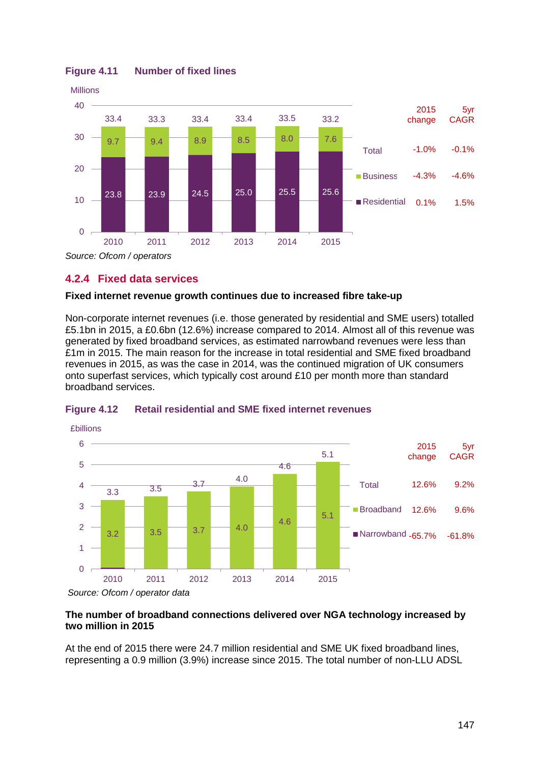**Figure 4.11 Number of fixed lines**

Millions

| | 2010 | 2011 | 2012 | 2013 | 2014 | 2015 |
|---|---|---|---|---|---|---|
| Total | 33.4 | 33.3 | 33.4 | 33.4 | 33.5 | 33.2 |
| Business | 9.7 | 9.4 | 8.9 | 8.5 | 8.0 | 7.6 |
| Residential | 23.8 | 23.9 | 24.5 | 25.0 | 25.5 | 25.6 |

| | 2015 change | 5yr CAGR |
|---|---|---|
| Total | -1.0% | -0.1% |
| Business | -4.3% | -4.6% |
| Residential | 0.1% | 1.5% |

*Source: Ofcom / operators*

## 4.2.4 Fixed data services

**Fixed internet revenue growth continues due to increased fibre take-up**

Non-corporate internet revenues (i.e. those generated by residential and SME users) totalled £5.1bn in 2015, a £0.6bn (12.6%) increase compared to 2014. Almost all of this revenue was generated by fixed broadband services, as estimated narrowband revenues were less than £1m in 2015. The main reason for the increase in total residential and SME fixed broadband revenues in 2015, as was the case in 2014, was the continued migration of UK consumers onto superfast services, which typically cost around £10 per month more than standard broadband services.

**Figure 4.12 Retail residential and SME fixed internet revenues**

£billions

| | 2010 | 2011 | 2012 | 2013 | 2014 | 2015 |
|---|---|---|---|---|---|---|
| Total | 3.3 | 3.5 | 3.7 | 4.0 | 4.6 | 5.1 |
| Broadband | 3.2 | 3.5 | 3.7 | 4.0 | 4.6 | 5.1 |

| | 2015 change | 5yr CAGR |
|---|---|---|
| Total | 12.6% | 9.2% |
| Broadband | 12.6% | 9.6% |
| Narrowband | -65.7% | -61.8% |

*Source: Ofcom / operator data*

**The number of broadband connections delivered over NGA technology increased by two million in 2015**

At the end of 2015 there were 24.7 million residential and SME UK fixed broadband lines, representing a 0.9 million (3.9%) increase since 2015. The total number of non-LLU ADSL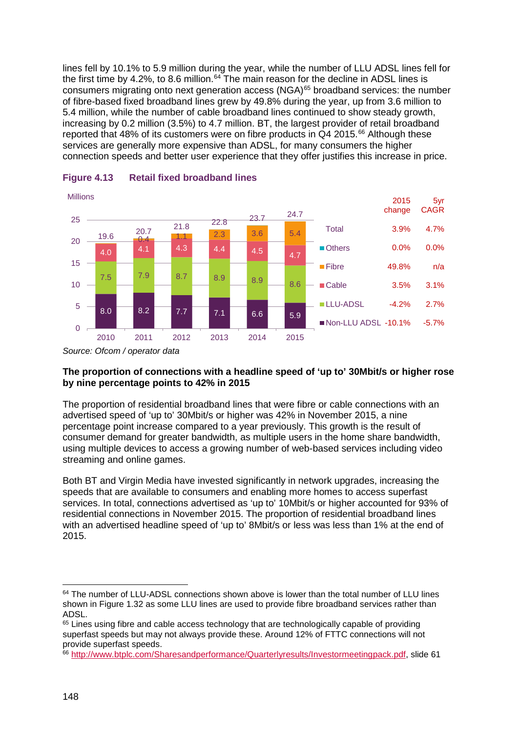lines fell by 10.1% to 5.9 million during the year, while the number of LLU ADSL lines fell for the first time by 4.2%, to 8.6 million.[64] The main reason for the decline in ADSL lines is consumers migrating onto next generation access (NGA)[65] broadband services: the number of fibre-based fixed broadband lines grew by 49.8% during the year, up from 3.6 million to 5.4 million, while the number of cable broadband lines continued to show steady growth, increasing by 0.2 million (3.5%) to 4.7 million. BT, the largest provider of retail broadband reported that 48% of its customers were on fibre products in Q4 2015.[66] Although these services are generally more expensive than ADSL, for many consumers the higher connection speeds and better user experience that they offer justifies this increase in price.

**Figure 4.13 Retail fixed broadband lines**

Millions

| | 2010 | 2011 | 2012 | 2013 | 2014 | 2015 |
|---|---|---|---|---|---|---|
| Non-LLU ADSL | 8.0 | 8.2 | 7.7 | 7.1 | 6.6 | 5.9 |
| LLU-ADSL | 7.5 | 7.9 | 8.7 | 8.9 | 8.9 | 8.6 |
| Cable | 4.0 | 4.1 | 4.3 | 4.4 | 4.5 | 4.7 |
| Fibre | | 0.4 | 1.1 | 2.3 | 3.6 | 5.4 |
| Total | 19.6 | 20.7 | 21.8 | 22.8 | 23.7 | 24.7 |

| | 2015 change | 5yr CAGR |
|---|---|---|
| Total | 3.9% | 4.7% |
| Others | 0.0% | 0.0% |
| Fibre | 49.8% | n/a |
| Cable | 3.5% | 3.1% |
| LLU-ADSL | -4.2% | 2.7% |
| Non-LLU ADSL | -10.1% | -5.7% |

*Source: Ofcom / operator data*

**The proportion of connections with a headline speed of 'up to' 30Mbit/s or higher rose by nine percentage points to 42% in 2015**

The proportion of residential broadband lines that were fibre or cable connections with an advertised speed of 'up to' 30Mbit/s or higher was 42% in November 2015, a nine percentage point increase compared to a year previously. This growth is the result of consumer demand for greater bandwidth, as multiple users in the home share bandwidth, using multiple devices to access a growing number of web-based services including video streaming and online games.

Both BT and Virgin Media have invested significantly in network upgrades, increasing the speeds that are available to consumers and enabling more homes to access superfast services. In total, connections advertised as 'up to' 10Mbit/s or higher accounted for 93% of residential connections in November 2015. The proportion of residential broadband lines with an advertised headline speed of 'up to' 8Mbit/s or less was less than 1% at the end of 2015.

---

[64] The number of LLU-ADSL connections shown above is lower than the total number of LLU lines shown in Figure 1.32 as some LLU lines are used to provide fibre broadband services rather than ADSL.

[65] Lines using fibre and cable access technology that are technologically capable of providing superfast speeds but may not always provide these. Around 12% of FTTC connections will not provide superfast speeds.

[66] http://www.btplc.com/Sharesandperformance/Quarterlyresults/Investormeetingpack.pdf, slide 61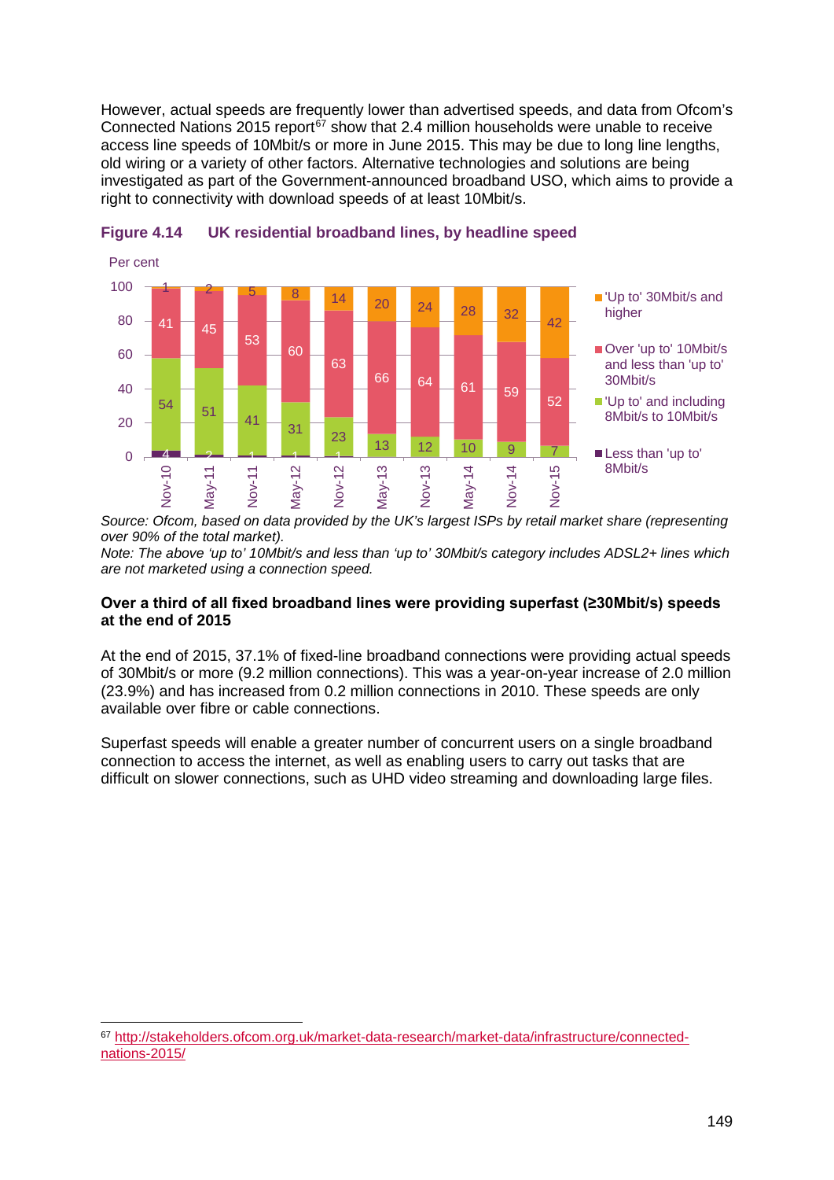However, actual speeds are frequently lower than advertised speeds, and data from Ofcom's Connected Nations 2015 report[67] show that 2.4 million households were unable to receive access line speeds of 10Mbit/s or more in June 2015. This may be due to long line lengths, old wiring or a variety of other factors. Alternative technologies and solutions are being investigated as part of the Government-announced broadband USO, which aims to provide a right to connectivity with download speeds of at least 10Mbit/s.

**Figure 4.14 UK residential broadband lines, by headline speed**

Per cent

| | Nov-10 | May-11 | Nov-11 | May-12 | Nov-12 | May-13 | Nov-13 | May-14 | Nov-14 | Nov-15 |
|---|---|---|---|---|---|---|---|---|---|---|
| 'Up to' 30Mbit/s and higher | 1 | 2 | 5 | 8 | 14 | 20 | 24 | 28 | 32 | 42 |
| Over 'up to' 10Mbit/s and less than 'up to' 30Mbit/s | 41 | 45 | 53 | 60 | 63 | 66 | 64 | 61 | 59 | 52 |
| 'Up to' and including 8Mbit/s to 10Mbit/s | 54 | 51 | 41 | 31 | 23 | 13 | 12 | 10 | 9 | 7 |
| Less than 'up to' 8Mbit/s | 4 | 2 | 1 | 1 | 1 | | | | | |

*Source: Ofcom, based on data provided by the UK's largest ISPs by retail market share (representing over 90% of the total market).*
*Note: The above 'up to' 10Mbit/s and less than 'up to' 30Mbit/s category includes ADSL2+ lines which are not marketed using a connection speed.*

**Over a third of all fixed broadband lines were providing superfast (≥30Mbit/s) speeds at the end of 2015**

At the end of 2015, 37.1% of fixed-line broadband connections were providing actual speeds of 30Mbit/s or more (9.2 million connections). This was a year-on-year increase of 2.0 million (23.9%) and has increased from 0.2 million connections in 2010. These speeds are only available over fibre or cable connections.

Superfast speeds will enable a greater number of concurrent users on a single broadband connection to access the internet, as well as enabling users to carry out tasks that are difficult on slower connections, such as UHD video streaming and downloading large files.

[67] http://stakeholders.ofcom.org.uk/market-data-research/market-data/infrastructure/connected-nations-2015/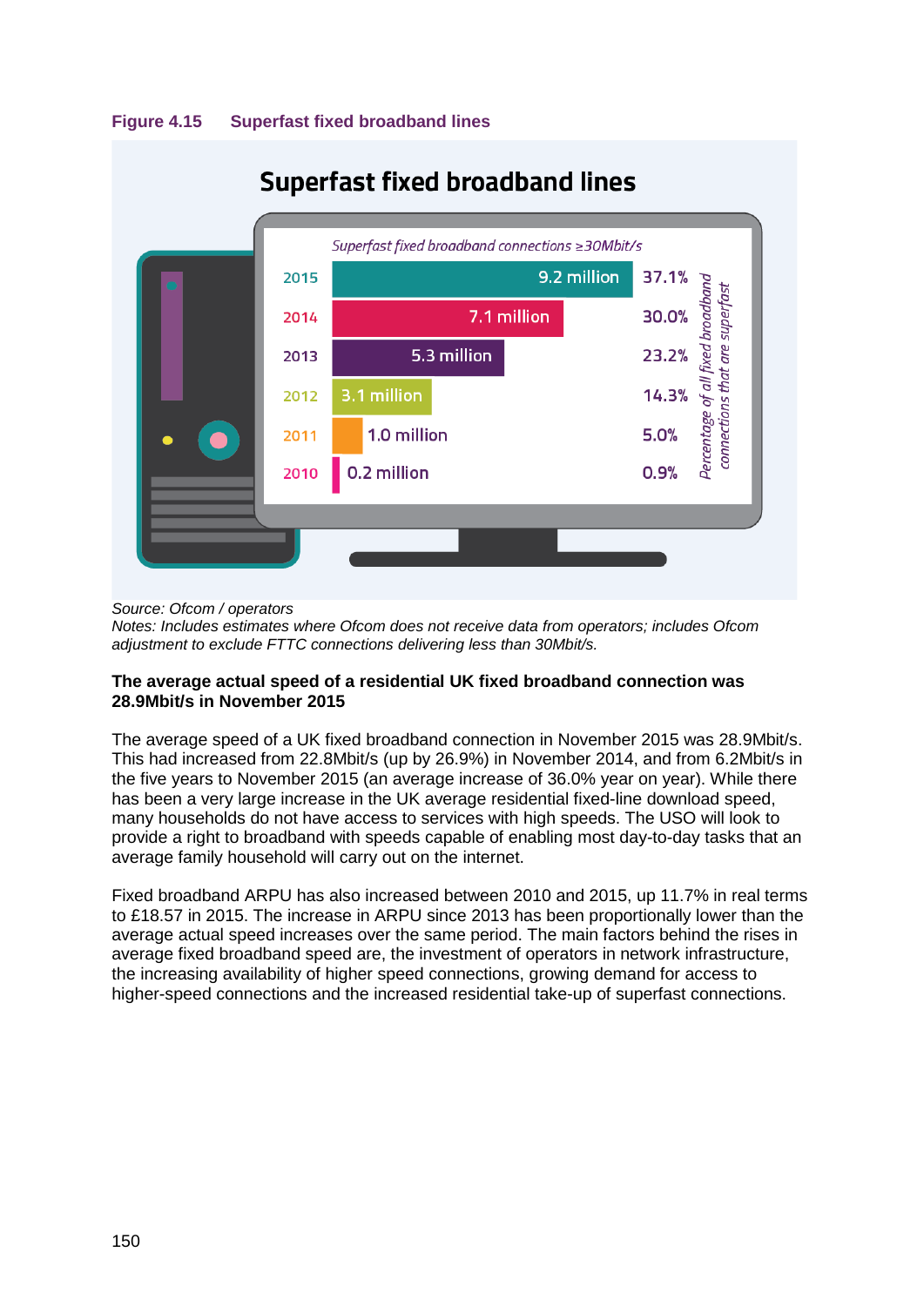**Figure 4.15 Superfast fixed broadband lines**

**Superfast fixed broadband lines**

*Superfast fixed broadband connections ≥30Mbit/s*

| Year | Superfast fixed broadband connections ≥30Mbit/s | Percentage of all fixed broadband connections that are superfast |
|---|---|---|
| 2015 | 9.2 million | 37.1% |
| 2014 | 7.1 million | 30.0% |
| 2013 | 5.3 million | 23.2% |
| 2012 | 3.1 million | 14.3% |
| 2011 | 1.0 million | 5.0% |
| 2010 | 0.2 million | 0.9% |

*Source: Ofcom / operators*
*Notes: Includes estimates where Ofcom does not receive data from operators; includes Ofcom adjustment to exclude FTTC connections delivering less than 30Mbit/s.*

**The average actual speed of a residential UK fixed broadband connection was 28.9Mbit/s in November 2015**

The average speed of a UK fixed broadband connection in November 2015 was 28.9Mbit/s. This had increased from 22.8Mbit/s (up by 26.9%) in November 2014, and from 6.2Mbit/s in the five years to November 2015 (an average increase of 36.0% year on year). While there has been a very large increase in the UK average residential fixed-line download speed, many households do not have access to services with high speeds. The USO will look to provide a right to broadband with speeds capable of enabling most day-to-day tasks that an average family household will carry out on the internet.

Fixed broadband ARPU has also increased between 2010 and 2015, up 11.7% in real terms to £18.57 in 2015. The increase in ARPU since 2013 has been proportionally lower than the average actual speed increases over the same period. The main factors behind the rises in average fixed broadband speed are, the investment of operators in network infrastructure, the increasing availability of higher speed connections, growing demand for access to higher-speed connections and the increased residential take-up of superfast connections.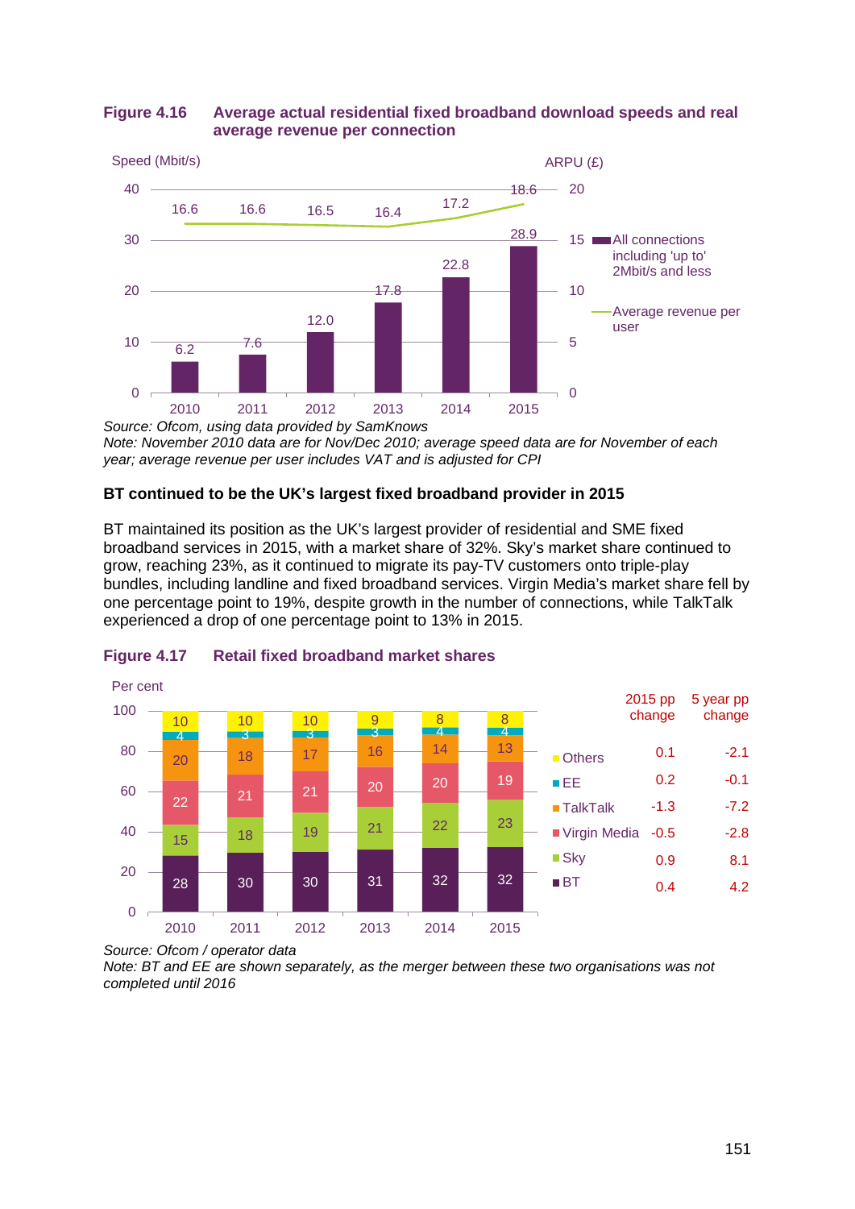**Figure 4.16 Average actual residential fixed broadband download speeds and real average revenue per connection**

| Year | All connections including 'up to' 2Mbit/s and less – Speed (Mbit/s) | Average revenue per user – ARPU (£) |
| --- | --- | --- |
| 2010 | 6.2 | 16.6 |
| 2011 | 7.6 | 16.6 |
| 2012 | 12.0 | 16.5 |
| 2013 | 17.8 | 16.4 |
| 2014 | 22.8 | 17.2 |
| 2015 | 28.9 | 18.6 |

*Source: Ofcom, using data provided by SamKnows*
*Note: November 2010 data are for Nov/Dec 2010; average speed data are for November of each year; average revenue per user includes VAT and is adjusted for CPI*

**BT continued to be the UK's largest fixed broadband provider in 2015**

BT maintained its position as the UK's largest provider of residential and SME fixed broadband services in 2015, with a market share of 32%. Sky's market share continued to grow, reaching 23%, as it continued to migrate its pay-TV customers onto triple-play bundles, including landline and fixed broadband services. Virgin Media's market share fell by one percentage point to 19%, despite growth in the number of connections, while TalkTalk experienced a drop of one percentage point to 13% in 2015.

**Figure 4.17 Retail fixed broadband market shares**

Per cent

| | 2010 | 2011 | 2012 | 2013 | 2014 | 2015 | 2015 pp change | 5 year pp change |
| --- | --- | --- | --- | --- | --- | --- | --- | --- |
| Others | 10 | 10 | 10 | 9 | 8 | 8 | 0.1 | -2.1 |
| EE | 4 | 3 | 3 | 3 | 4 | 4 | 0.2 | -0.1 |
| TalkTalk | 20 | 18 | 17 | 16 | 14 | 13 | -1.3 | -7.2 |
| Virgin Media | 22 | 21 | 21 | 20 | 20 | 19 | -0.5 | -2.8 |
| Sky | 15 | 18 | 19 | 21 | 22 | 23 | 0.9 | 8.1 |
| BT | 28 | 30 | 30 | 31 | 32 | 32 | 0.4 | 4.2 |

*Source: Ofcom / operator data*
*Note: BT and EE are shown separately, as the merger between these two organisations was not completed until 2016*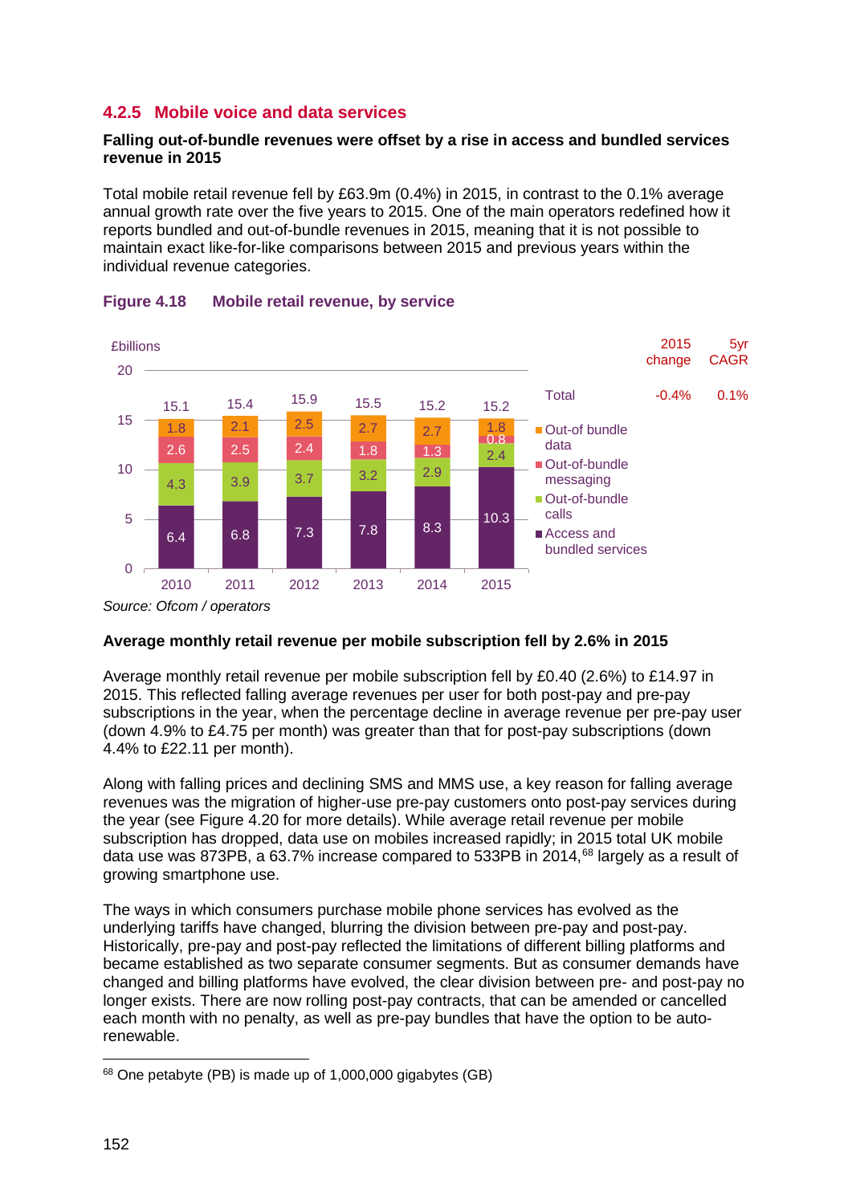### 4.2.5 Mobile voice and data services

**Falling out-of-bundle revenues were offset by a rise in access and bundled services revenue in 2015**

Total mobile retail revenue fell by £63.9m (0.4%) in 2015, in contrast to the 0.1% average annual growth rate over the five years to 2015. One of the main operators redefined how it reports bundled and out-of-bundle revenues in 2015, meaning that it is not possible to maintain exact like-for-like comparisons between 2015 and previous years within the individual revenue categories.

**Figure 4.18 Mobile retail revenue, by service**

£billions

| | 2010 | 2011 | 2012 | 2013 | 2014 | 2015 |
|---|---|---|---|---|---|---|
| Total | 15.1 | 15.4 | 15.9 | 15.5 | 15.2 | 15.2 |
| Out-of bundle data | 1.8 | 2.1 | 2.5 | 2.7 | 2.7 | 1.8 |
| Out-of-bundle messaging | 2.6 | 2.5 | 2.4 | 1.8 | 1.3 | 0.8 |
| Out-of-bundle calls | 4.3 | 3.9 | 3.7 | 3.2 | 2.9 | 2.4 |
| Access and bundled services | 6.4 | 6.8 | 7.3 | 7.8 | 8.3 | 10.3 |

| | 2015 change | 5yr CAGR |
|---|---|---|
| Total | -0.4% | 0.1% |

*Source: Ofcom / operators*

**Average monthly retail revenue per mobile subscription fell by 2.6% in 2015**

Average monthly retail revenue per mobile subscription fell by £0.40 (2.6%) to £14.97 in 2015. This reflected falling average revenues per user for both post-pay and pre-pay subscriptions in the year, when the percentage decline in average revenue per pre-pay user (down 4.9% to £4.75 per month) was greater than that for post-pay subscriptions (down 4.4% to £22.11 per month).

Along with falling prices and declining SMS and MMS use, a key reason for falling average revenues was the migration of higher-use pre-pay customers onto post-pay services during the year (see Figure 4.20 for more details). While average retail revenue per mobile subscription has dropped, data use on mobiles increased rapidly; in 2015 total UK mobile data use was 873PB, a 63.7% increase compared to 533PB in 2014,[68] largely as a result of growing smartphone use.

The ways in which consumers purchase mobile phone services has evolved as the underlying tariffs have changed, blurring the division between pre-pay and post-pay. Historically, pre-pay and post-pay reflected the limitations of different billing platforms and became established as two separate consumer segments. But as consumer demands have changed and billing platforms have evolved, the clear division between pre- and post-pay no longer exists. There are now rolling post-pay contracts, that can be amended or cancelled each month with no penalty, as well as pre-pay bundles that have the option to be auto-renewable.

[68] One petabyte (PB) is made up of 1,000,000 gigabytes (GB)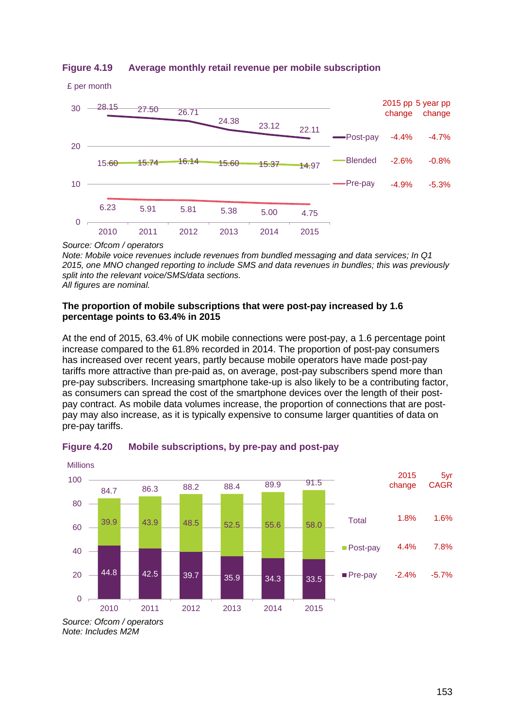**Figure 4.19 Average monthly retail revenue per mobile subscription**

£ per month

| | 2010 | 2011 | 2012 | 2013 | 2014 | 2015 | 2015 pp change | 5 year pp change |
|---|---|---|---|---|---|---|---|---|
| Post-pay | 28.15 | 27.50 | 26.71 | 24.38 | 23.12 | 22.11 | -4.4% | -4.7% |
| Blended | 15.60 | 15.74 | 16.14 | 15.60 | 15.37 | 14.97 | -2.6% | -0.8% |
| Pre-pay | 6.23 | 5.91 | 5.81 | 5.38 | 5.00 | 4.75 | -4.9% | -5.3% |

*Source: Ofcom / operators*
*Note: Mobile voice revenues include revenues from bundled messaging and data services; In Q1 2015, one MNO changed reporting to include SMS and data revenues in bundles; this was previously split into the relevant voice/SMS/data sections.*
*All figures are nominal.*

**The proportion of mobile subscriptions that were post-pay increased by 1.6 percentage points to 63.4% in 2015**

At the end of 2015, 63.4% of UK mobile connections were post-pay, a 1.6 percentage point increase compared to the 61.8% recorded in 2014. The proportion of post-pay consumers has increased over recent years, partly because mobile operators have made post-pay tariffs more attractive than pre-paid as, on average, post-pay subscribers spend more than pre-pay subscribers. Increasing smartphone take-up is also likely to be a contributing factor, as consumers can spread the cost of the smartphone devices over the length of their post-pay contract. As mobile data volumes increase, the proportion of connections that are post-pay may also increase, as it is typically expensive to consume larger quantities of data on pre-pay tariffs.

**Figure 4.20 Mobile subscriptions, by pre-pay and post-pay**

Millions

| | 2010 | 2011 | 2012 | 2013 | 2014 | 2015 | 2015 change | 5yr CAGR |
|---|---|---|---|---|---|---|---|---|
| Total | 84.7 | 86.3 | 88.2 | 88.4 | 89.9 | 91.5 | 1.8% | 1.6% |
| Post-pay | 39.9 | 43.9 | 48.5 | 52.5 | 55.6 | 58.0 | 4.4% | 7.8% |
| Pre-pay | 44.8 | 42.5 | 39.7 | 35.9 | 34.3 | 33.5 | -2.4% | -5.7% |

*Source: Ofcom / operators*
*Note: Includes M2M*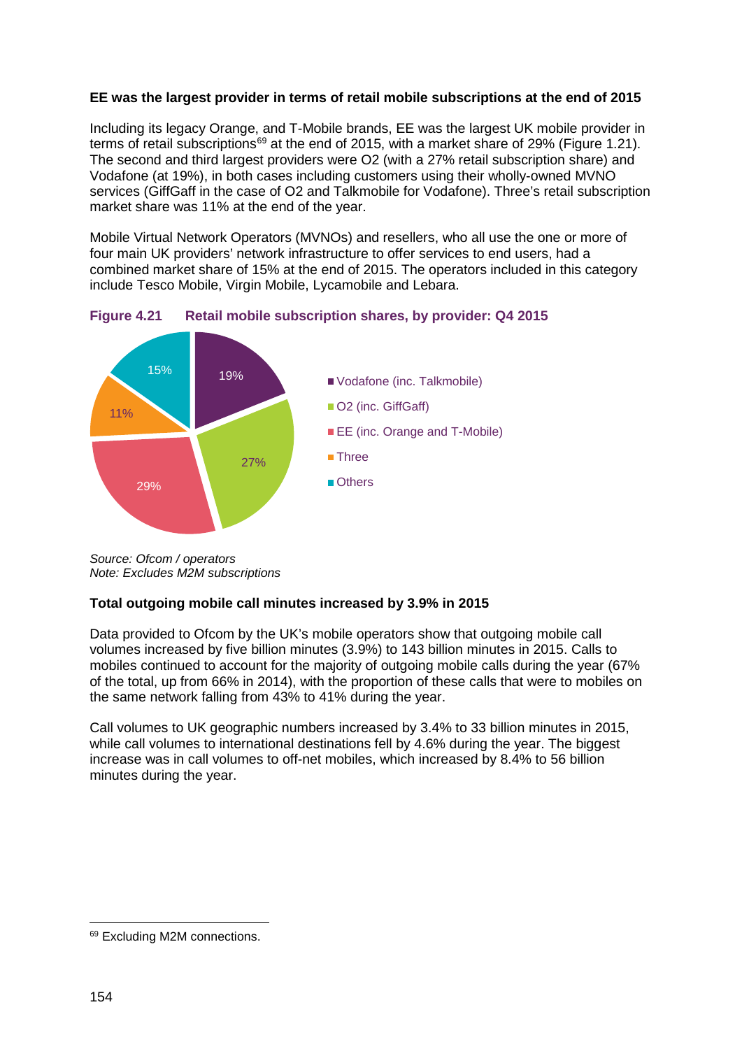**EE was the largest provider in terms of retail mobile subscriptions at the end of 2015**

Including its legacy Orange, and T-Mobile brands, EE was the largest UK mobile provider in terms of retail subscriptions[69] at the end of 2015, with a market share of 29% (Figure 1.21). The second and third largest providers were O2 (with a 27% retail subscription share) and Vodafone (at 19%), in both cases including customers using their wholly-owned MVNO services (GiffGaff in the case of O2 and Talkmobile for Vodafone). Three's retail subscription market share was 11% at the end of the year.

Mobile Virtual Network Operators (MVNOs) and resellers, who all use the one or more of four main UK providers' network infrastructure to offer services to end users, had a combined market share of 15% at the end of 2015. The operators included in this category include Tesco Mobile, Virgin Mobile, Lycamobile and Lebara.

**Figure 4.21 Retail mobile subscription shares, by provider: Q4 2015**

| Provider | Share |
|---|---|
| Vodafone (inc. Talkmobile) | 19% |
| O2 (inc. GiffGaff) | 27% |
| EE (inc. Orange and T-Mobile) | 29% |
| Three | 11% |
| Others | 15% |

*Source: Ofcom / operators*
*Note: Excludes M2M subscriptions*

**Total outgoing mobile call minutes increased by 3.9% in 2015**

Data provided to Ofcom by the UK's mobile operators show that outgoing mobile call volumes increased by five billion minutes (3.9%) to 143 billion minutes in 2015. Calls to mobiles continued to account for the majority of outgoing mobile calls during the year (67% of the total, up from 66% in 2014), with the proportion of these calls that were to mobiles on the same network falling from 43% to 41% during the year.

Call volumes to UK geographic numbers increased by 3.4% to 33 billion minutes in 2015, while call volumes to international destinations fell by 4.6% during the year. The biggest increase was in call volumes to off-net mobiles, which increased by 8.4% to 56 billion minutes during the year.

---

[69] Excluding M2M connections.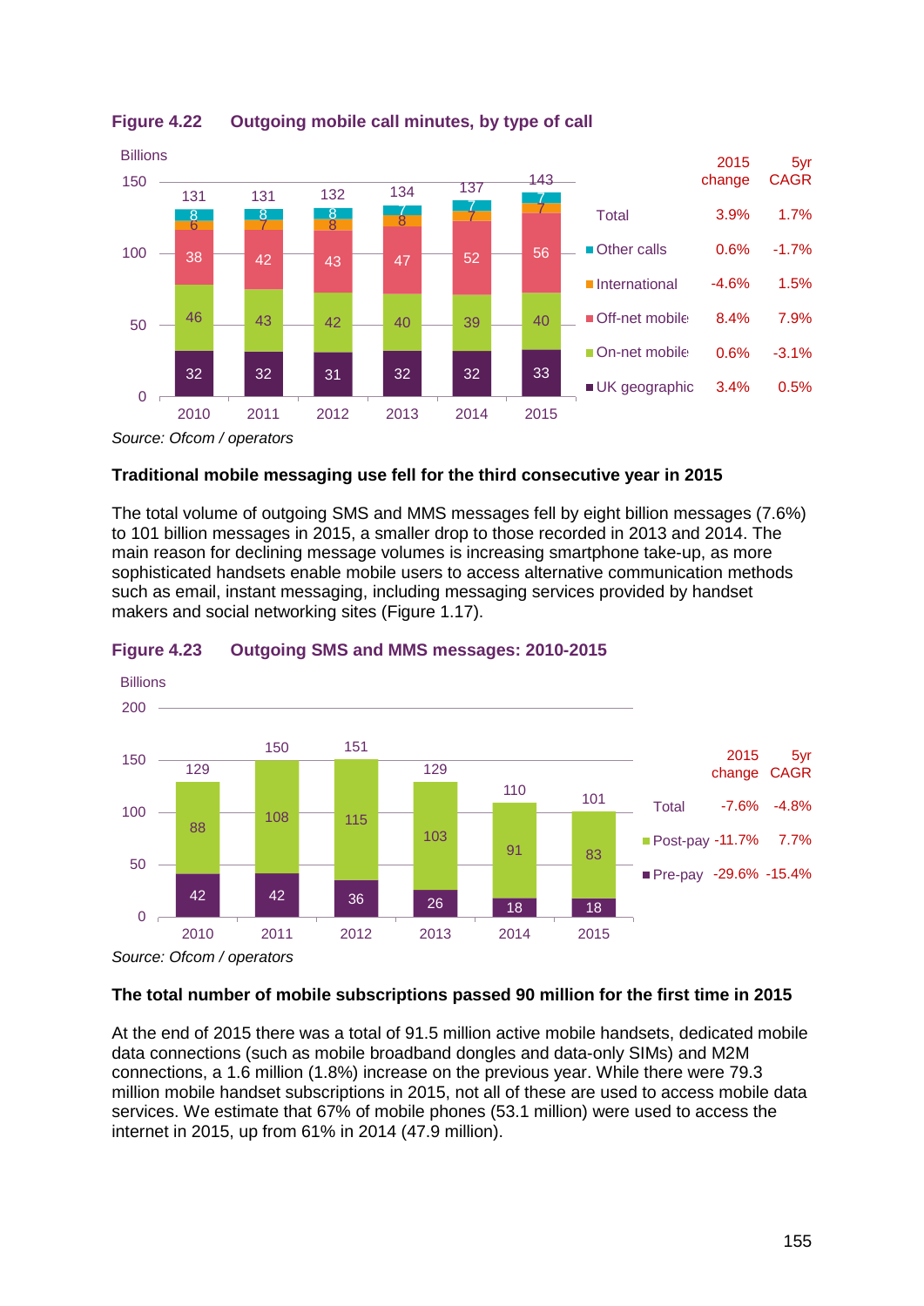### Figure 4.22 Outgoing mobile call minutes, by type of call

Billions

| | 2010 | 2011 | 2012 | 2013 | 2014 | 2015 | 2015 change | 5yr CAGR |
|---|---|---|---|---|---|---|---|---|
| Total | 131 | 131 | 132 | 134 | 137 | 143 | 3.9% | 1.7% |
| Other calls | 8 | 8 | 8 | 7 | 7 | 7 | 0.6% | -1.7% |
| International | 6 | 7 | 8 | 8 | 7 | 7 | -4.6% | 1.5% |
| Off-net mobile | 38 | 42 | 43 | 47 | 52 | 56 | 8.4% | 7.9% |
| On-net mobile | 46 | 43 | 42 | 40 | 39 | 40 | 0.6% | -3.1% |
| UK geographic | 32 | 32 | 31 | 32 | 32 | 33 | 3.4% | 0.5% |

*Source: Ofcom / operators*

**Traditional mobile messaging use fell for the third consecutive year in 2015**

The total volume of outgoing SMS and MMS messages fell by eight billion messages (7.6%) to 101 billion messages in 2015, a smaller drop to those recorded in 2013 and 2014. The main reason for declining message volumes is increasing smartphone take-up, as more sophisticated handsets enable mobile users to access alternative communication methods such as email, instant messaging, including messaging services provided by handset makers and social networking sites (Figure 1.17).

### Figure 4.23 Outgoing SMS and MMS messages: 2010-2015

Billions

| | 2010 | 2011 | 2012 | 2013 | 2014 | 2015 | 2015 change | 5yr CAGR |
|---|---|---|---|---|---|---|---|---|
| Total | 129 | 150 | 151 | 129 | 110 | 101 | -7.6% | -4.8% |
| Post-pay | 88 | 108 | 115 | 103 | 91 | 83 | -11.7% | 7.7% |
| Pre-pay | 42 | 42 | 36 | 26 | 18 | 18 | -29.6% | -15.4% |

*Source: Ofcom / operators*

**The total number of mobile subscriptions passed 90 million for the first time in 2015**

At the end of 2015 there was a total of 91.5 million active mobile handsets, dedicated mobile data connections (such as mobile broadband dongles and data-only SIMs) and M2M connections, a 1.6 million (1.8%) increase on the previous year. While there were 79.3 million mobile handset subscriptions in 2015, not all of these are used to access mobile data services. We estimate that 67% of mobile phones (53.1 million) were used to access the internet in 2015, up from 61% in 2014 (47.9 million).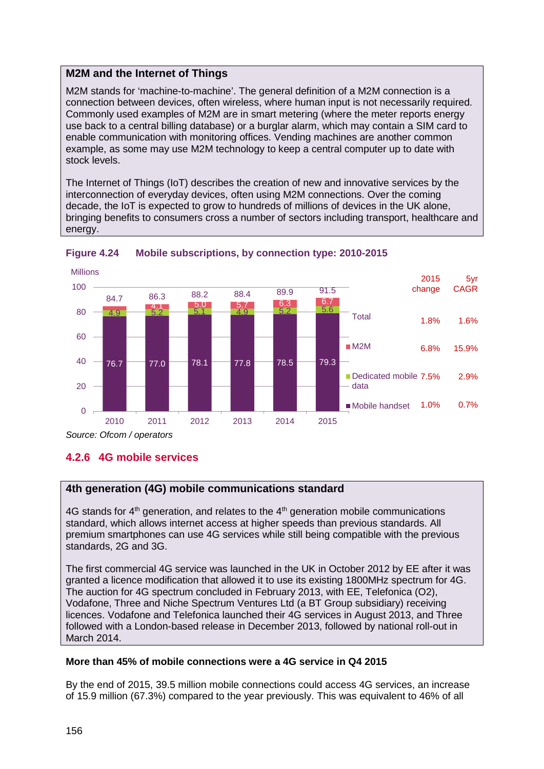**M2M and the Internet of Things**

M2M stands for ‘machine-to-machine’. The general definition of a M2M connection is a connection between devices, often wireless, where human input is not necessarily required. Commonly used examples of M2M are in smart metering (where the meter reports energy use back to a central billing database) or a burglar alarm, which may contain a SIM card to enable communication with monitoring offices. Vending machines are another common example, as some may use M2M technology to keep a central computer up to date with stock levels.

The Internet of Things (IoT) describes the creation of new and innovative services by the interconnection of everyday devices, often using M2M connections. Over the coming decade, the IoT is expected to grow to hundreds of millions of devices in the UK alone, bringing benefits to consumers cross a number of sectors including transport, healthcare and energy.

**Figure 4.24 Mobile subscriptions, by connection type: 2010-2015**

Millions

| | 2010 | 2011 | 2012 | 2013 | 2014 | 2015 | 2015 change | 5yr CAGR |
|---|---|---|---|---|---|---|---|---|
| Total | 84.7 | 86.3 | 88.2 | 88.4 | 89.9 | 91.5 | 1.8% | 1.6% |
| M2M | | 4.1 | 5.0 | 5.7 | 6.3 | 6.7 | 6.8% | 15.9% |
| Dedicated mobile data | 4.9 | 5.2 | 5.1 | 4.9 | 5.2 | 5.6 | 7.5% | 2.9% |
| Mobile handset | 76.7 | 77.0 | 78.1 | 77.8 | 78.5 | 79.3 | 1.0% | 0.7% |

*Source: Ofcom / operators*

### 4.2.6 4G mobile services

**4th generation (4G) mobile communications standard**

4G stands for 4th generation, and relates to the 4th generation mobile communications standard, which allows internet access at higher speeds than previous standards. All premium smartphones can use 4G services while still being compatible with the previous standards, 2G and 3G.

The first commercial 4G service was launched in the UK in October 2012 by EE after it was granted a licence modification that allowed it to use its existing 1800MHz spectrum for 4G. The auction for 4G spectrum concluded in February 2013, with EE, Telefonica (O2), Vodafone, Three and Niche Spectrum Ventures Ltd (a BT Group subsidiary) receiving licences. Vodafone and Telefonica launched their 4G services in August 2013, and Three followed with a London-based release in December 2013, followed by national roll-out in March 2014.

**More than 45% of mobile connections were a 4G service in Q4 2015**

By the end of 2015, 39.5 million mobile connections could access 4G services, an increase of 15.9 million (67.3%) compared to the year previously. This was equivalent to 46% of all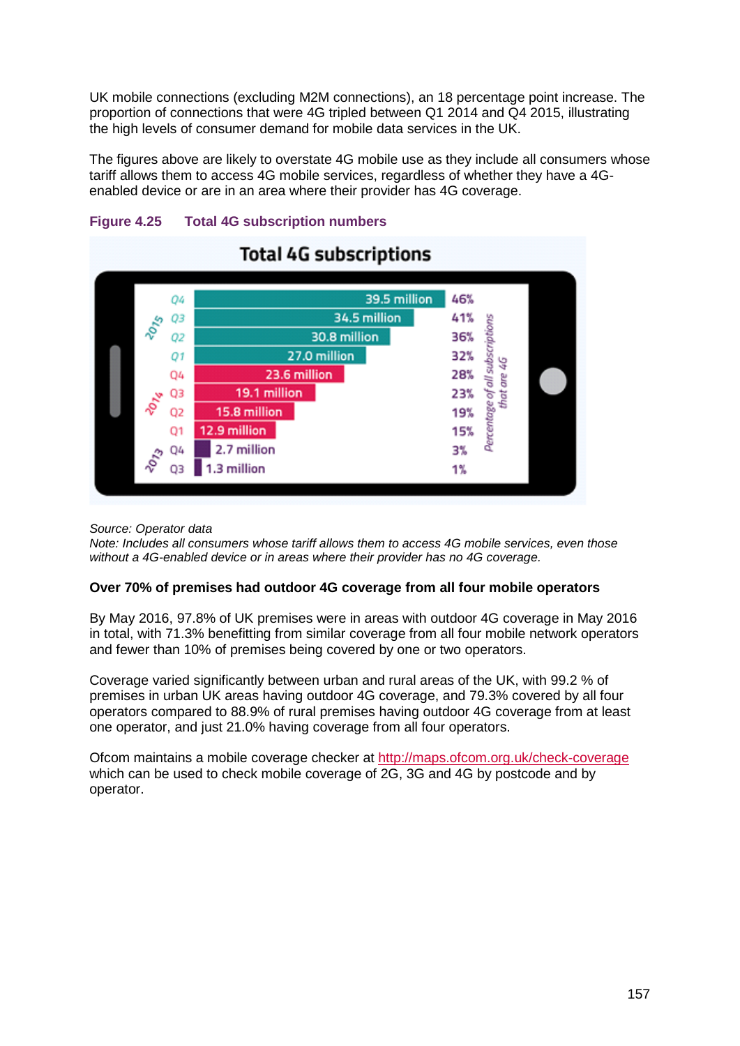UK mobile connections (excluding M2M connections), an 18 percentage point increase. The proportion of connections that were 4G tripled between Q1 2014 and Q4 2015, illustrating the high levels of consumer demand for mobile data services in the UK.

The figures above are likely to overstate 4G mobile use as they include all consumers whose tariff allows them to access 4G mobile services, regardless of whether they have a 4G-enabled device or are in an area where their provider has 4G coverage.

**Figure 4.25 Total 4G subscription numbers**

**Total 4G subscriptions**

| Year | Quarter | Subscriptions | Percentage of all subscriptions that are 4G |
|---|---|---|---|
| 2015 | Q4 | 39.5 million | 46% |
| 2015 | Q3 | 34.5 million | 41% |
| 2015 | Q2 | 30.8 million | 36% |
| 2015 | Q1 | 27.0 million | 32% |
| 2014 | Q4 | 23.6 million | 28% |
| 2014 | Q3 | 19.1 million | 23% |
| 2014 | Q2 | 15.8 million | 19% |
| 2014 | Q1 | 12.9 million | 15% |
| 2013 | Q4 | 2.7 million | 3% |
| 2013 | Q3 | 1.3 million | 1% |

*Source: Operator data*
*Note: Includes all consumers whose tariff allows them to access 4G mobile services, even those without a 4G-enabled device or in areas where their provider has no 4G coverage.*

**Over 70% of premises had outdoor 4G coverage from all four mobile operators**

By May 2016, 97.8% of UK premises were in areas with outdoor 4G coverage in May 2016 in total, with 71.3% benefitting from similar coverage from all four mobile network operators and fewer than 10% of premises being covered by one or two operators.

Coverage varied significantly between urban and rural areas of the UK, with 99.2 % of premises in urban UK areas having outdoor 4G coverage, and 79.3% covered by all four operators compared to 88.9% of rural premises having outdoor 4G coverage from at least one operator, and just 21.0% having coverage from all four operators.

Ofcom maintains a mobile coverage checker at [http://maps.ofcom.org.uk/check-coverage](http://maps.ofcom.org.uk/check-coverage) which can be used to check mobile coverage of 2G, 3G and 4G by postcode and by operator.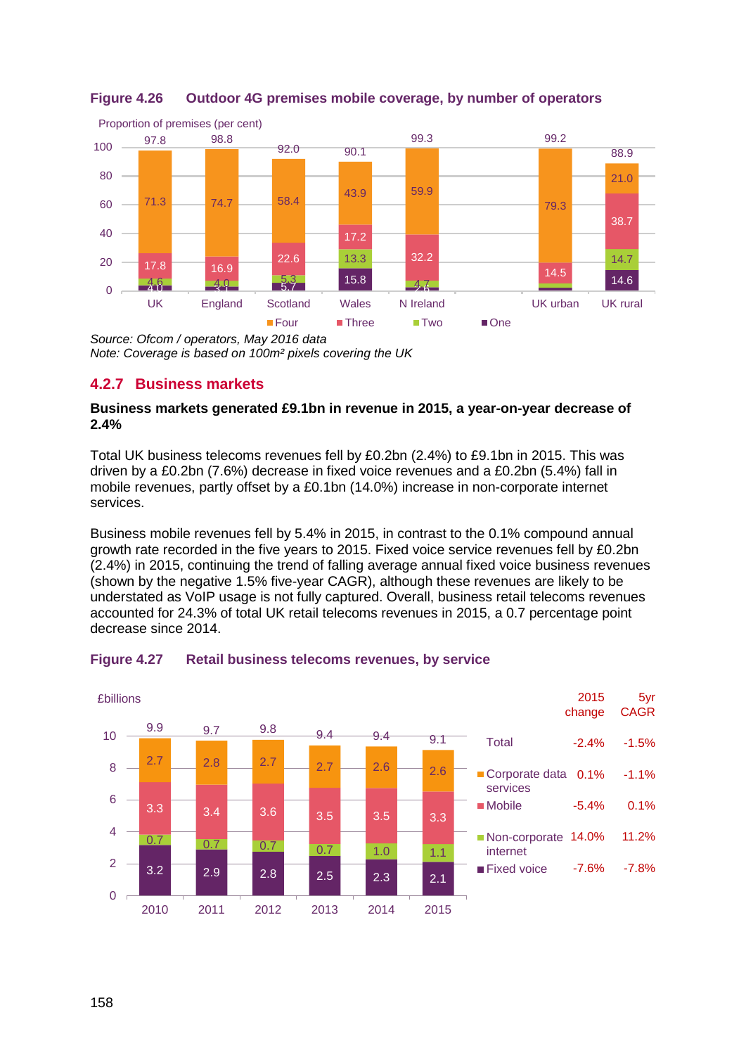**Figure 4.26 Outdoor 4G premises mobile coverage, by number of operators**

Proportion of premises (per cent)

| | UK | England | Scotland | Wales | N Ireland | UK urban | UK rural |
|---|---|---|---|---|---|---|---|
| Total | 97.8 | 98.8 | 92.0 | 90.1 | 99.3 | 99.2 | 88.9 |
| Four | 71.3 | 74.7 | 58.4 | 43.9 | 59.9 | 79.3 | 21.0 |
| Three | 17.8 | 16.9 | 22.6 | 17.2 | 32.2 | 14.5 | 38.7 |
| Two | 4.6 | 4.0 | 5.3 | 13.3 | 4.7 | | 14.7 |
| One | 4.0 | 3.1 | 5.7 | 15.8 | 2.6 | | 14.6 |

*Source: Ofcom / operators, May 2016 data*
*Note: Coverage is based on 100m² pixels covering the UK*

## 4.2.7 Business markets

**Business markets generated £9.1bn in revenue in 2015, a year-on-year decrease of 2.4%**

Total UK business telecoms revenues fell by £0.2bn (2.4%) to £9.1bn in 2015. This was driven by a £0.2bn (7.6%) decrease in fixed voice revenues and a £0.2bn (5.4%) fall in mobile revenues, partly offset by a £0.1bn (14.0%) increase in non-corporate internet services.

Business mobile revenues fell by 5.4% in 2015, in contrast to the 0.1% compound annual growth rate recorded in the five years to 2015. Fixed voice service revenues fell by £0.2bn (2.4%) in 2015, continuing the trend of falling average annual fixed voice business revenues (shown by the negative 1.5% five-year CAGR), although these revenues are likely to be understated as VoIP usage is not fully captured. Overall, business retail telecoms revenues accounted for 24.3% of total UK retail telecoms revenues in 2015, a 0.7 percentage point decrease since 2014.

**Figure 4.27 Retail business telecoms revenues, by service**

£billions

| | 2010 | 2011 | 2012 | 2013 | 2014 | 2015 | 2015 change | 5yr CAGR |
|---|---|---|---|---|---|---|---|---|
| Total | 9.9 | 9.7 | 9.8 | 9.4 | 9.4 | 9.1 | -2.4% | -1.5% |
| Corporate data services | 2.7 | 2.8 | 2.7 | 2.7 | 2.6 | 2.6 | 0.1% | -1.1% |
| Mobile | 3.3 | 3.4 | 3.6 | 3.5 | 3.5 | 3.3 | -5.4% | 0.1% |
| Non-corporate internet | 0.7 | 0.7 | 0.7 | 0.7 | 1.0 | 1.1 | 14.0% | 11.2% |
| Fixed voice | 3.2 | 2.9 | 2.8 | 2.5 | 2.3 | 2.1 | -7.6% | -7.8% |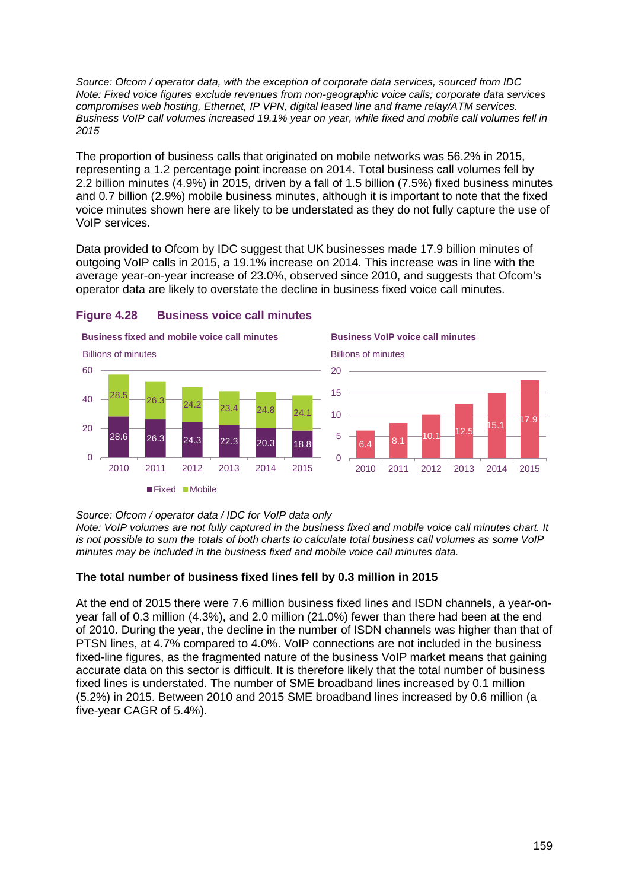*Source: Ofcom / operator data, with the exception of corporate data services, sourced from IDC*
*Note: Fixed voice figures exclude revenues from non-geographic voice calls; corporate data services compromises web hosting, Ethernet, IP VPN, digital leased line and frame relay/ATM services.*
*Business VoIP call volumes increased 19.1% year on year, while fixed and mobile call volumes fell in 2015*

The proportion of business calls that originated on mobile networks was 56.2% in 2015, representing a 1.2 percentage point increase on 2014. Total business call volumes fell by 2.2 billion minutes (4.9%) in 2015, driven by a fall of 1.5 billion (7.5%) fixed business minutes and 0.7 billion (2.9%) mobile business minutes, although it is important to note that the fixed voice minutes shown here are likely to be understated as they do not fully capture the use of VoIP services.

Data provided to Ofcom by IDC suggest that UK businesses made 17.9 billion minutes of outgoing VoIP calls in 2015, a 19.1% increase on 2014. This increase was in line with the average year-on-year increase of 23.0%, observed since 2010, and suggests that Ofcom's operator data are likely to overstate the decline in business fixed voice call minutes.

**Figure 4.28 Business voice call minutes**

**Business fixed and mobile voice call minutes** (Billions of minutes)

| | 2010 | 2011 | 2012 | 2013 | 2014 | 2015 |
|---|---|---|---|---|---|---|
| Mobile | 28.5 | 26.3 | 24.2 | 23.4 | 24.8 | 24.1 |
| Fixed | 28.6 | 26.3 | 24.3 | 22.3 | 20.3 | 18.8 |

**Business VoIP voice call minutes** (Billions of minutes)

| | 2010 | 2011 | 2012 | 2013 | 2014 | 2015 |
|---|---|---|---|---|---|---|
| VoIP | 6.4 | 8.1 | 10.1 | 12.5 | 15.1 | 17.9 |

*Source: Ofcom / operator data / IDC for VoIP data only*
*Note: VoIP volumes are not fully captured in the business fixed and mobile voice call minutes chart. It is not possible to sum the totals of both charts to calculate total business call volumes as some VoIP minutes may be included in the business fixed and mobile voice call minutes data.*

**The total number of business fixed lines fell by 0.3 million in 2015**

At the end of 2015 there were 7.6 million business fixed lines and ISDN channels, a year-on-year fall of 0.3 million (4.3%), and 2.0 million (21.0%) fewer than there had been at the end of 2010. During the year, the decline in the number of ISDN channels was higher than that of PTSN lines, at 4.7% compared to 4.0%. VoIP connections are not included in the business fixed-line figures, as the fragmented nature of the business VoIP market means that gaining accurate data on this sector is difficult. It is therefore likely that the total number of business fixed lines is understated. The number of SME broadband lines increased by 0.1 million (5.2%) in 2015. Between 2010 and 2015 SME broadband lines increased by 0.6 million (a five-year CAGR of 5.4%).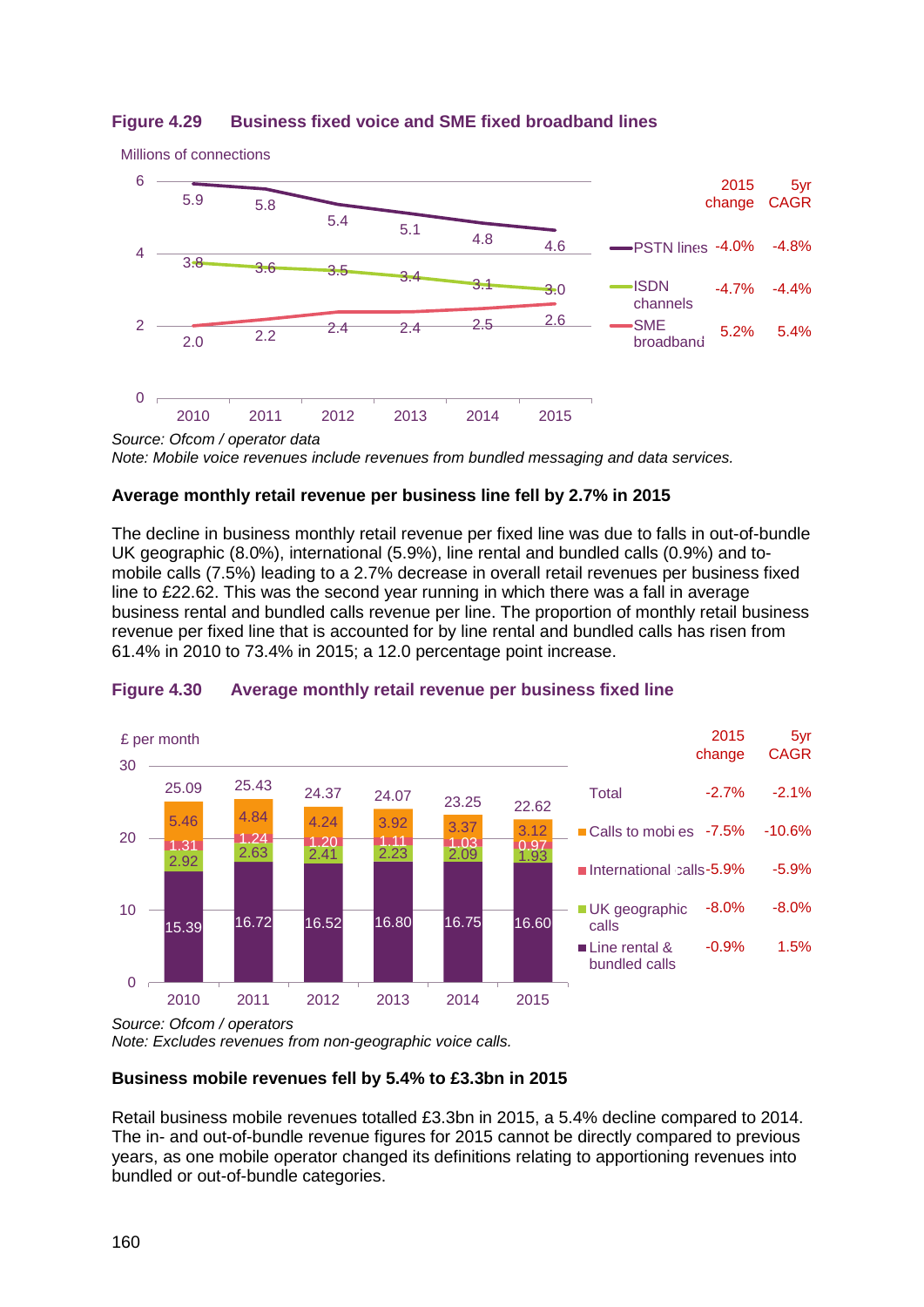**Figure 4.29 Business fixed voice and SME fixed broadband lines**

Millions of connections

| | 2010 | 2011 | 2012 | 2013 | 2014 | 2015 | 2015 change | 5yr CAGR |
|---|---|---|---|---|---|---|---|---|
| PSTN lines | 5.9 | 5.8 | 5.4 | 5.1 | 4.8 | 4.6 | -4.0% | -4.8% |
| ISDN channels | 3.8 | 3.6 | 3.5 | 3.4 | 3.1 | 3.0 | -4.7% | -4.4% |
| SME broadband | 2.0 | 2.2 | 2.4 | 2.4 | 2.5 | 2.6 | 5.2% | 5.4% |

*Source: Ofcom / operator data*
*Note: Mobile voice revenues include revenues from bundled messaging and data services.*

**Average monthly retail revenue per business line fell by 2.7% in 2015**

The decline in business monthly retail revenue per fixed line was due to falls in out-of-bundle UK geographic (8.0%), international (5.9%), line rental and bundled calls (0.9%) and to-mobile calls (7.5%) leading to a 2.7% decrease in overall retail revenues per business fixed line to £22.62. This was the second year running in which there was a fall in average business rental and bundled calls revenue per line. The proportion of monthly retail business revenue per fixed line that is accounted for by line rental and bundled calls has risen from 61.4% in 2010 to 73.4% in 2015; a 12.0 percentage point increase.

**Figure 4.30 Average monthly retail revenue per business fixed line**

£ per month

| | 2010 | 2011 | 2012 | 2013 | 2014 | 2015 | 2015 change | 5yr CAGR |
|---|---|---|---|---|---|---|---|---|
| Total | 25.09 | 25.43 | 24.37 | 24.07 | 23.25 | 22.62 | -2.7% | -2.1% |
| Calls to mobiles | 5.46 | 4.84 | 4.24 | 3.92 | 3.37 | 3.12 | -7.5% | -10.6% |
| International calls | 1.31 | 1.24 | 1.20 | 1.11 | 1.03 | 0.97 | -5.9% | -5.9% |
| UK geographic calls | 2.92 | 2.63 | 2.41 | 2.23 | 2.09 | 1.93 | -8.0% | -8.0% |
| Line rental & bundled calls | 15.39 | 16.72 | 16.52 | 16.80 | 16.75 | 16.60 | -0.9% | 1.5% |

*Source: Ofcom / operators*
*Note: Excludes revenues from non-geographic voice calls.*

**Business mobile revenues fell by 5.4% to £3.3bn in 2015**

Retail business mobile revenues totalled £3.3bn in 2015, a 5.4% decline compared to 2014. The in- and out-of-bundle revenue figures for 2015 cannot be directly compared to previous years, as one mobile operator changed its definitions relating to apportioning revenues into bundled or out-of-bundle categories.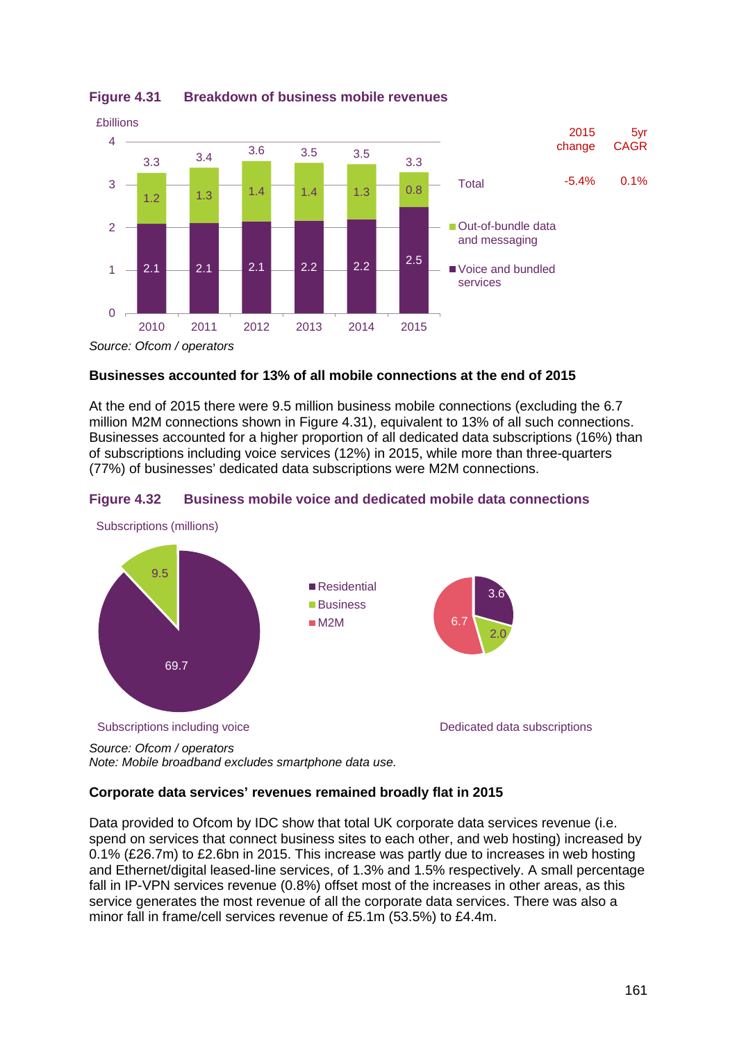**Figure 4.31 Breakdown of business mobile revenues**

£billions

| | 2010 | 2011 | 2012 | 2013 | 2014 | 2015 |
|---|---|---|---|---|---|---|
| Out-of-bundle data and messaging | 1.2 | 1.3 | 1.4 | 1.4 | 1.3 | 0.8 |
| Voice and bundled services | 2.1 | 2.1 | 2.1 | 2.2 | 2.2 | 2.5 |
| Total | 3.3 | 3.4 | 3.6 | 3.5 | 3.5 | 3.3 |

| | 2015 change | 5yr CAGR |
|---|---|---|
| Total | -5.4% | 0.1% |

*Source: Ofcom / operators*

**Businesses accounted for 13% of all mobile connections at the end of 2015**

At the end of 2015 there were 9.5 million business mobile connections (excluding the 6.7 million M2M connections shown in Figure 4.31), equivalent to 13% of all such connections. Businesses accounted for a higher proportion of all dedicated data subscriptions (16%) than of subscriptions including voice services (12%) in 2015, while more than three-quarters (77%) of businesses' dedicated data subscriptions were M2M connections.

**Figure 4.32 Business mobile voice and dedicated mobile data connections**

Subscriptions (millions)

| | Subscriptions including voice | Dedicated data subscriptions |
|---|---|---|
| Residential | 69.7 | 3.6 |
| Business | 9.5 | 2.0 |
| M2M | | 6.7 |

*Source: Ofcom / operators*
*Note: Mobile broadband excludes smartphone data use.*

**Corporate data services' revenues remained broadly flat in 2015**

Data provided to Ofcom by IDC show that total UK corporate data services revenue (i.e. spend on services that connect business sites to each other, and web hosting) increased by 0.1% (£26.7m) to £2.6bn in 2015. This increase was partly due to increases in web hosting and Ethernet/digital leased-line services, of 1.3% and 1.5% respectively. A small percentage fall in IP-VPN services revenue (0.8%) offset most of the increases in other areas, as this service generates the most revenue of all the corporate data services. There was also a minor fall in frame/cell services revenue of £5.1m (53.5%) to £4.4m.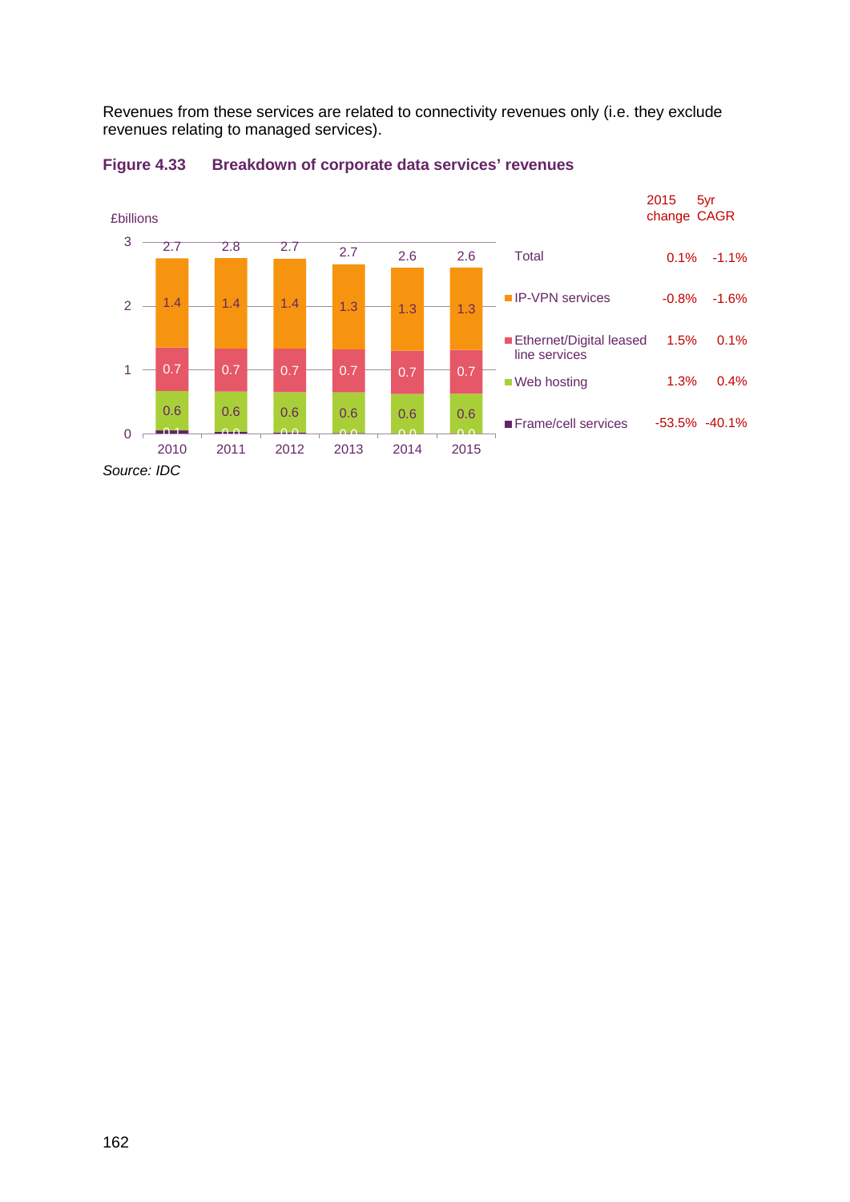Revenues from these services are related to connectivity revenues only (i.e. they exclude revenues relating to managed services).

**Figure 4.33 Breakdown of corporate data services' revenues**

£billions

| | 2010 | 2011 | 2012 | 2013 | 2014 | 2015 | 2015 change | 5yr CAGR |
|---|---|---|---|---|---|---|---|---|
| Total | 2.7 | 2.8 | 2.7 | 2.7 | 2.6 | 2.6 | 0.1% | -1.1% |
| IP-VPN services | 1.4 | 1.4 | 1.4 | 1.3 | 1.3 | 1.3 | -0.8% | -1.6% |
| Ethernet/Digital leased line services | 0.7 | 0.7 | 0.7 | 0.7 | 0.7 | 0.7 | 1.5% | 0.1% |
| Web hosting | 0.6 | 0.6 | 0.6 | 0.6 | 0.6 | 0.6 | 1.3% | 0.4% |
| Frame/cell services | 0.1 | 0.0 | 0.0 | 0.0 | 0.0 | 0.0 | -53.5% | -40.1% |

*Source: IDC*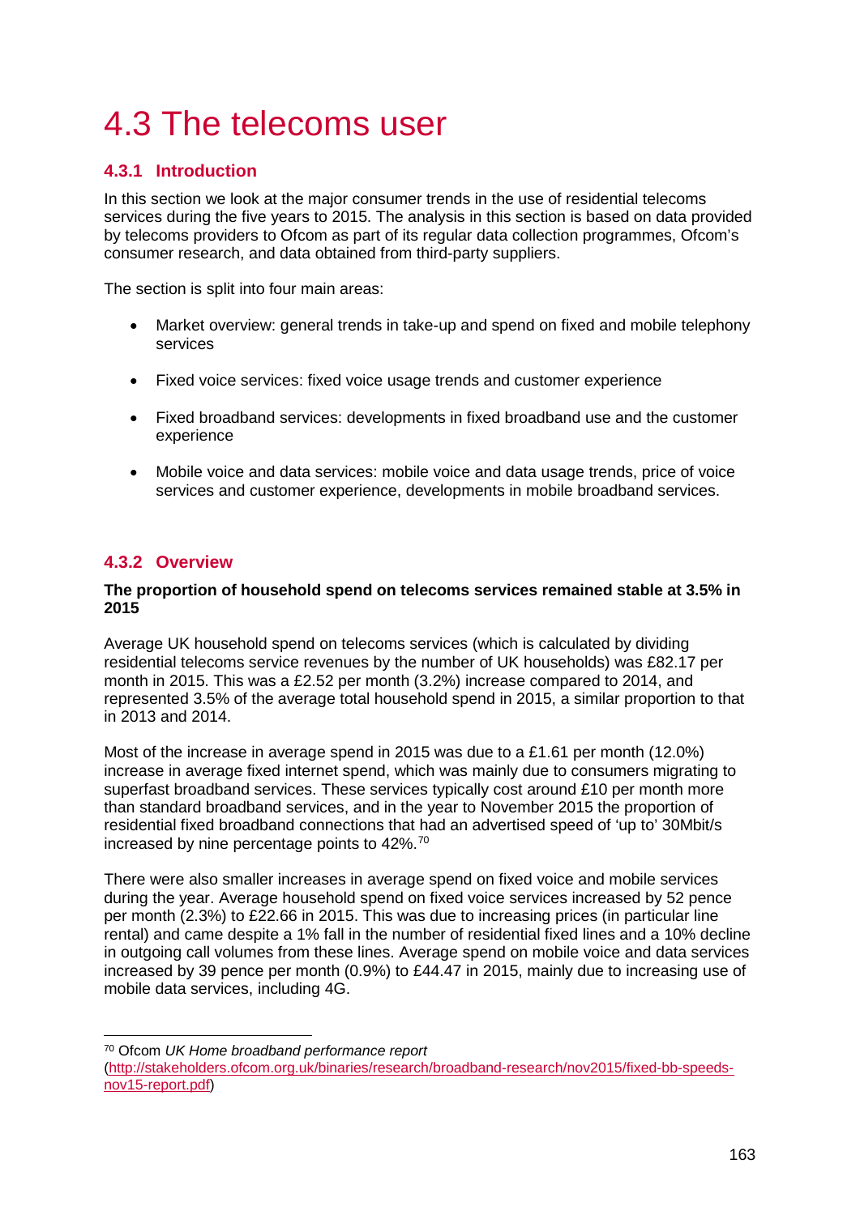# 4.3 The telecoms user

## 4.3.1 Introduction

In this section we look at the major consumer trends in the use of residential telecoms services during the five years to 2015. The analysis in this section is based on data provided by telecoms providers to Ofcom as part of its regular data collection programmes, Ofcom's consumer research, and data obtained from third-party suppliers.

The section is split into four main areas:

- Market overview: general trends in take-up and spend on fixed and mobile telephony services
- Fixed voice services: fixed voice usage trends and customer experience
- Fixed broadband services: developments in fixed broadband use and the customer experience
- Mobile voice and data services: mobile voice and data usage trends, price of voice services and customer experience, developments in mobile broadband services.

## 4.3.2 Overview

**The proportion of household spend on telecoms services remained stable at 3.5% in 2015**

Average UK household spend on telecoms services (which is calculated by dividing residential telecoms service revenues by the number of UK households) was £82.17 per month in 2015. This was a £2.52 per month (3.2%) increase compared to 2014, and represented 3.5% of the average total household spend in 2015, a similar proportion to that in 2013 and 2014.

Most of the increase in average spend in 2015 was due to a £1.61 per month (12.0%) increase in average fixed internet spend, which was mainly due to consumers migrating to superfast broadband services. These services typically cost around £10 per month more than standard broadband services, and in the year to November 2015 the proportion of residential fixed broadband connections that had an advertised speed of 'up to' 30Mbit/s increased by nine percentage points to 42%.[70]

There were also smaller increases in average spend on fixed voice and mobile services during the year. Average household spend on fixed voice services increased by 52 pence per month (2.3%) to £22.66 in 2015. This was due to increasing prices (in particular line rental) and came despite a 1% fall in the number of residential fixed lines and a 10% decline in outgoing call volumes from these lines. Average spend on mobile voice and data services increased by 39 pence per month (0.9%) to £44.47 in 2015, mainly due to increasing use of mobile data services, including 4G.

[70] Ofcom *UK Home broadband performance report* (http://stakeholders.ofcom.org.uk/binaries/research/broadband-research/nov2015/fixed-bb-speeds-nov15-report.pdf)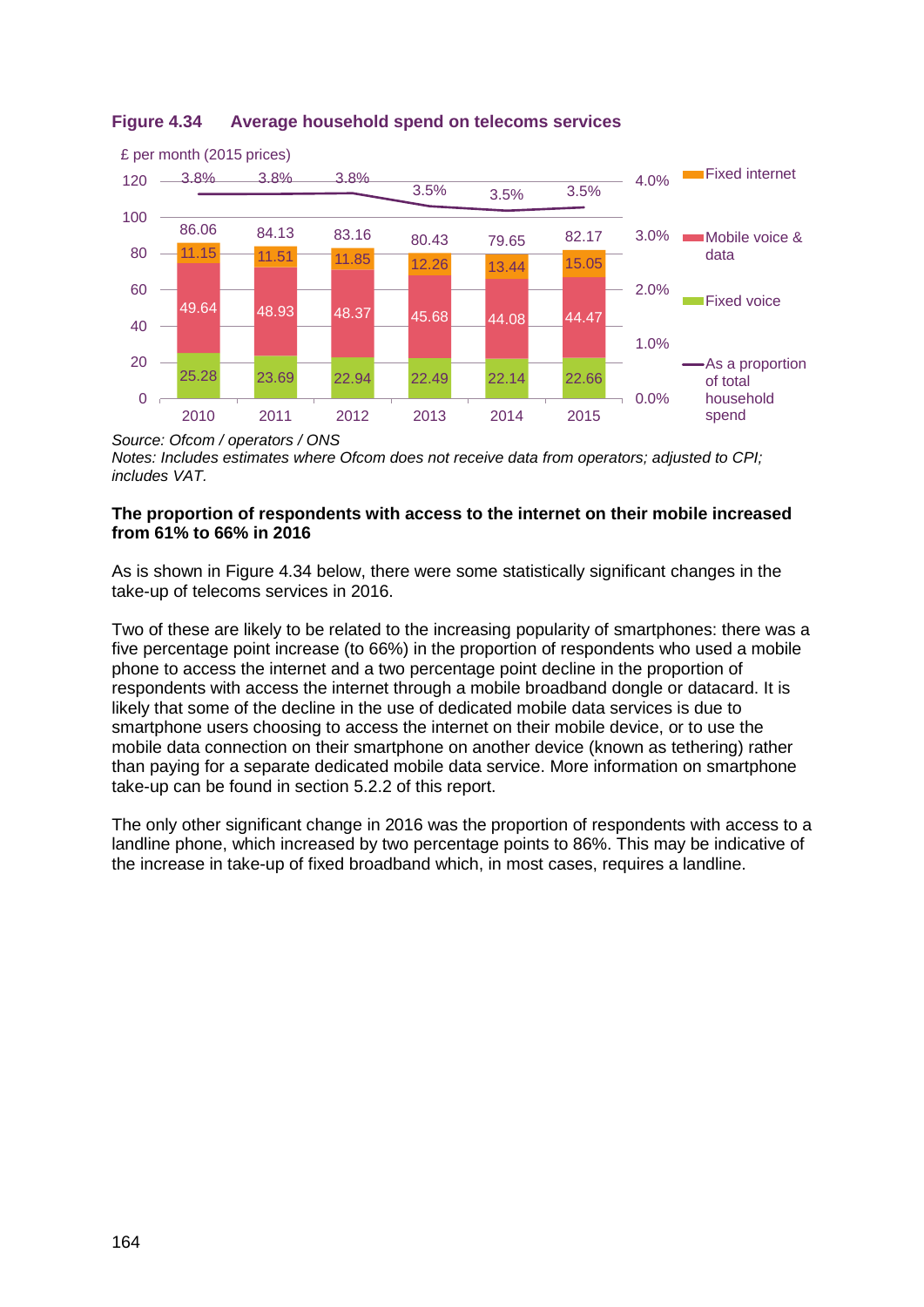**Figure 4.34 Average household spend on telecoms services**

£ per month (2015 prices)

| Year | Fixed voice | Mobile voice & data | Fixed internet | Total | As a proportion of total household spend |
|---|---|---|---|---|---|
| 2010 | 25.28 | 49.64 | 11.15 | 86.06 | 3.8% |
| 2011 | 23.69 | 48.93 | 11.51 | 84.13 | 3.8% |
| 2012 | 22.94 | 48.37 | 11.85 | 83.16 | 3.8% |
| 2013 | 22.49 | 45.68 | 12.26 | 80.43 | 3.5% |
| 2014 | 22.14 | 44.08 | 13.44 | 79.65 | 3.5% |
| 2015 | 22.66 | 44.47 | 15.05 | 82.17 | 3.5% |

*Source: Ofcom / operators / ONS*
*Notes: Includes estimates where Ofcom does not receive data from operators; adjusted to CPI; includes VAT.*

**The proportion of respondents with access to the internet on their mobile increased from 61% to 66% in 2016**

As is shown in Figure 4.34 below, there were some statistically significant changes in the take-up of telecoms services in 2016.

Two of these are likely to be related to the increasing popularity of smartphones: there was a five percentage point increase (to 66%) in the proportion of respondents who used a mobile phone to access the internet and a two percentage point decline in the proportion of respondents with access the internet through a mobile broadband dongle or datacard. It is likely that some of the decline in the use of dedicated mobile data services is due to smartphone users choosing to access the internet on their mobile device, or to use the mobile data connection on their smartphone on another device (known as tethering) rather than paying for a separate dedicated mobile data service. More information on smartphone take-up can be found in section 5.2.2 of this report.

The only other significant change in 2016 was the proportion of respondents with access to a landline phone, which increased by two percentage points to 86%. This may be indicative of the increase in take-up of fixed broadband which, in most cases, requires a landline.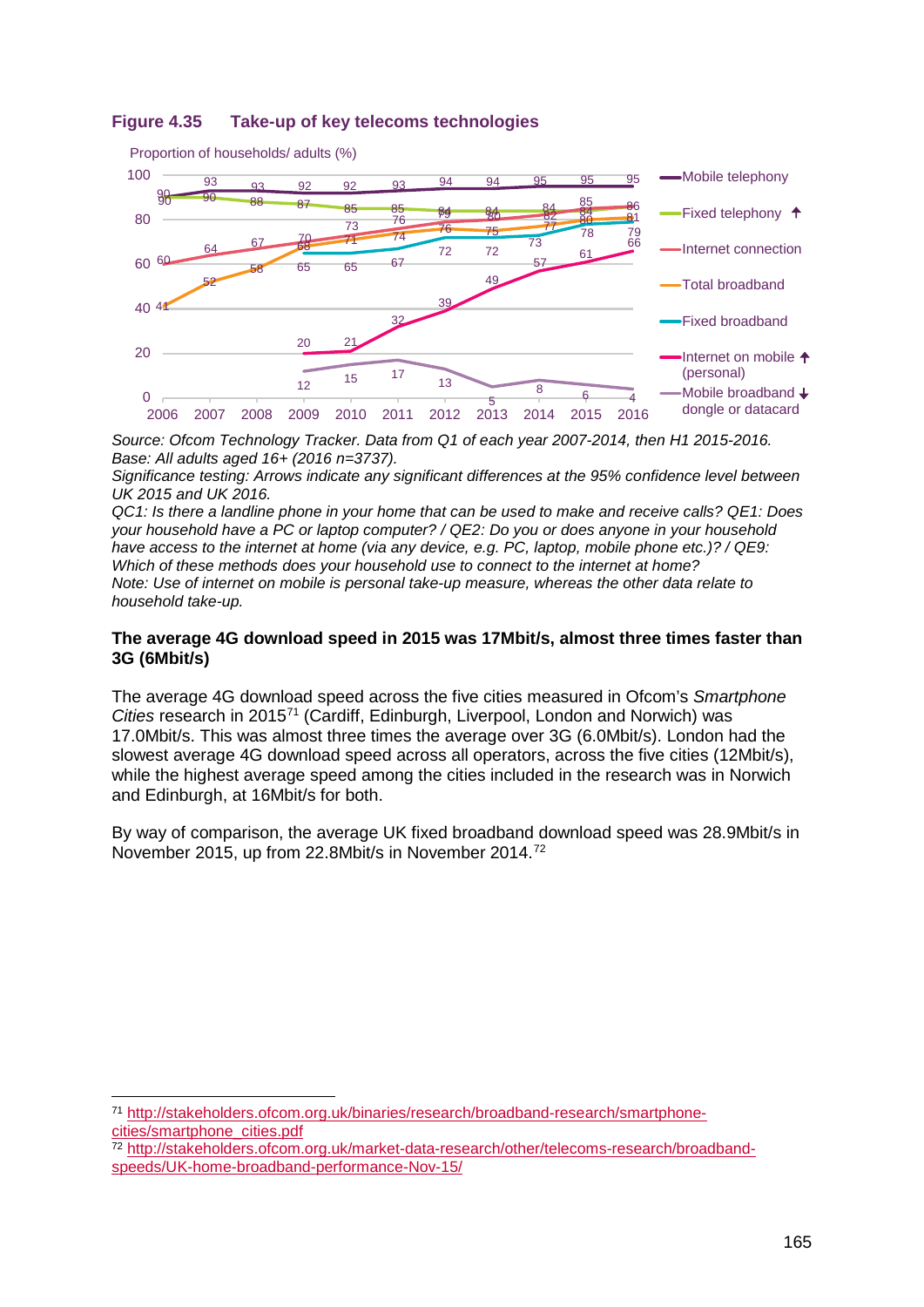**Figure 4.35 Take-up of key telecoms technologies**

Proportion of households/ adults (%)

- Mobile telephony
- Fixed telephony ↑
- Internet connection
- Total broadband
- Fixed broadband
- Internet on mobile (personal) ↑
- Mobile broadband dongle or datacard ↓

*Source: Ofcom Technology Tracker. Data from Q1 of each year 2007-2014, then H1 2015-2016.*
*Base: All adults aged 16+ (2016 n=3737).*
*Significance testing: Arrows indicate any significant differences at the 95% confidence level between UK 2015 and UK 2016.*
*QC1: Is there a landline phone in your home that can be used to make and receive calls? QE1: Does your household have a PC or laptop computer? / QE2: Do you or does anyone in your household have access to the internet at home (via any device, e.g. PC, laptop, mobile phone etc.)? / QE9: Which of these methods does your household use to connect to the internet at home?*
*Note: Use of internet on mobile is personal take-up measure, whereas the other data relate to household take-up.*

**The average 4G download speed in 2015 was 17Mbit/s, almost three times faster than 3G (6Mbit/s)**

The average 4G download speed across the five cities measured in Ofcom's *Smartphone Cities* research in 2015[71] (Cardiff, Edinburgh, Liverpool, London and Norwich) was 17.0Mbit/s. This was almost three times the average over 3G (6.0Mbit/s). London had the slowest average 4G download speed across all operators, across the five cities (12Mbit/s), while the highest average speed among the cities included in the research was in Norwich and Edinburgh, at 16Mbit/s for both.

By way of comparison, the average UK fixed broadband download speed was 28.9Mbit/s in November 2015, up from 22.8Mbit/s in November 2014.[72]

---

[71] http://stakeholders.ofcom.org.uk/binaries/research/broadband-research/smartphone-cities/smartphone_cities.pdf

[72] http://stakeholders.ofcom.org.uk/market-data-research/other/telecoms-research/broadband-speeds/UK-home-broadband-performance-Nov-15/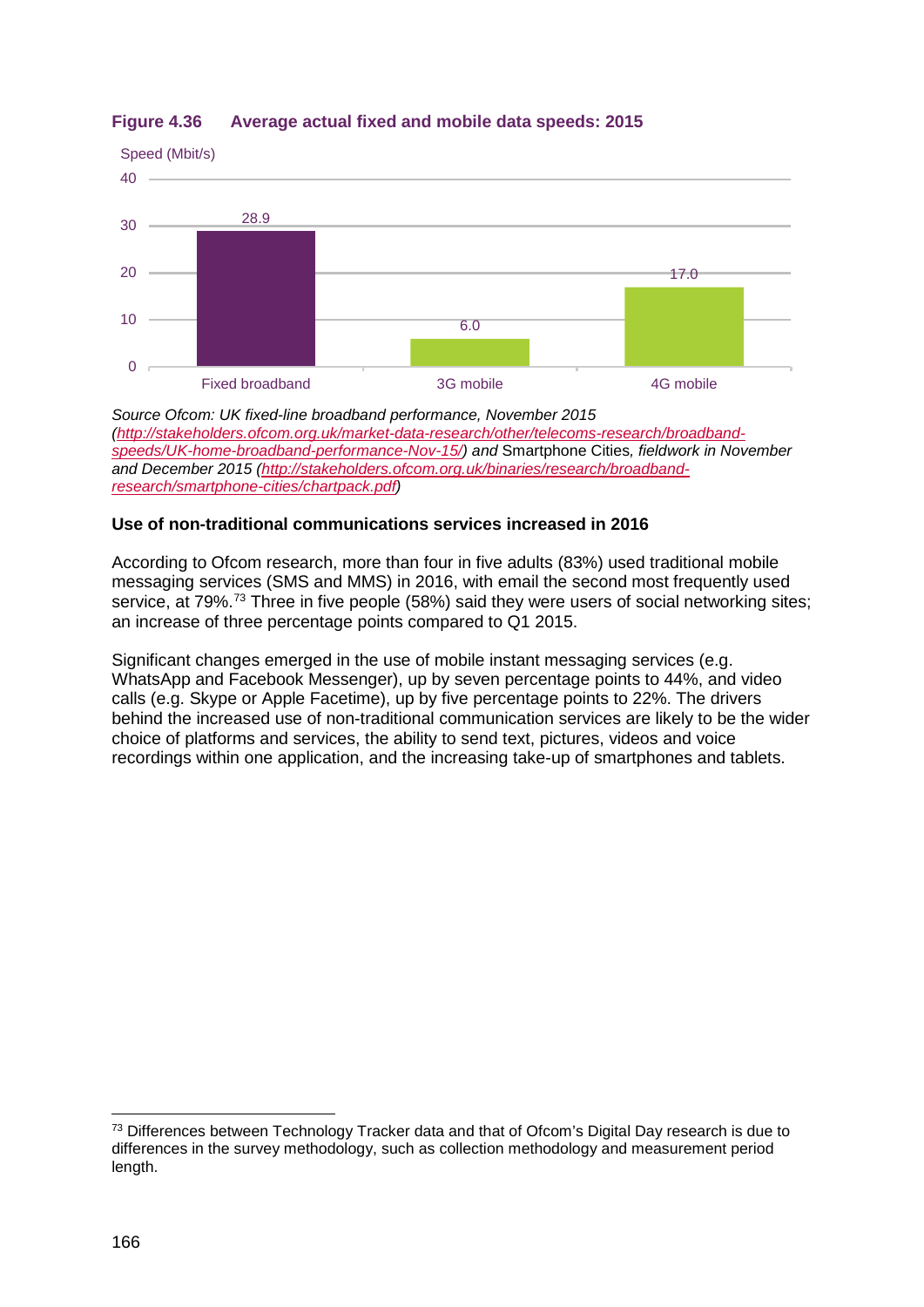**Figure 4.36 Average actual fixed and mobile data speeds: 2015**

| | Speed (Mbit/s) |
|---|---|
| Fixed broadband | 28.9 |
| 3G mobile | 6.0 |
| 4G mobile | 17.0 |

*Source Ofcom: UK fixed-line broadband performance, November 2015 (http://stakeholders.ofcom.org.uk/market-data-research/other/telecoms-research/broadband-speeds/UK-home-broadband-performance-Nov-15/) and* Smartphone Cities*, fieldwork in November and December 2015 (http://stakeholders.ofcom.org.uk/binaries/research/broadband-research/smartphone-cities/chartpack.pdf)*

**Use of non-traditional communications services increased in 2016**

According to Ofcom research, more than four in five adults (83%) used traditional mobile messaging services (SMS and MMS) in 2016, with email the second most frequently used service, at 79%.[73] Three in five people (58%) said they were users of social networking sites; an increase of three percentage points compared to Q1 2015.

Significant changes emerged in the use of mobile instant messaging services (e.g. WhatsApp and Facebook Messenger), up by seven percentage points to 44%, and video calls (e.g. Skype or Apple Facetime), up by five percentage points to 22%. The drivers behind the increased use of non-traditional communication services are likely to be the wider choice of platforms and services, the ability to send text, pictures, videos and voice recordings within one application, and the increasing take-up of smartphones and tablets.

[73] Differences between Technology Tracker data and that of Ofcom's Digital Day research is due to differences in the survey methodology, such as collection methodology and measurement period length.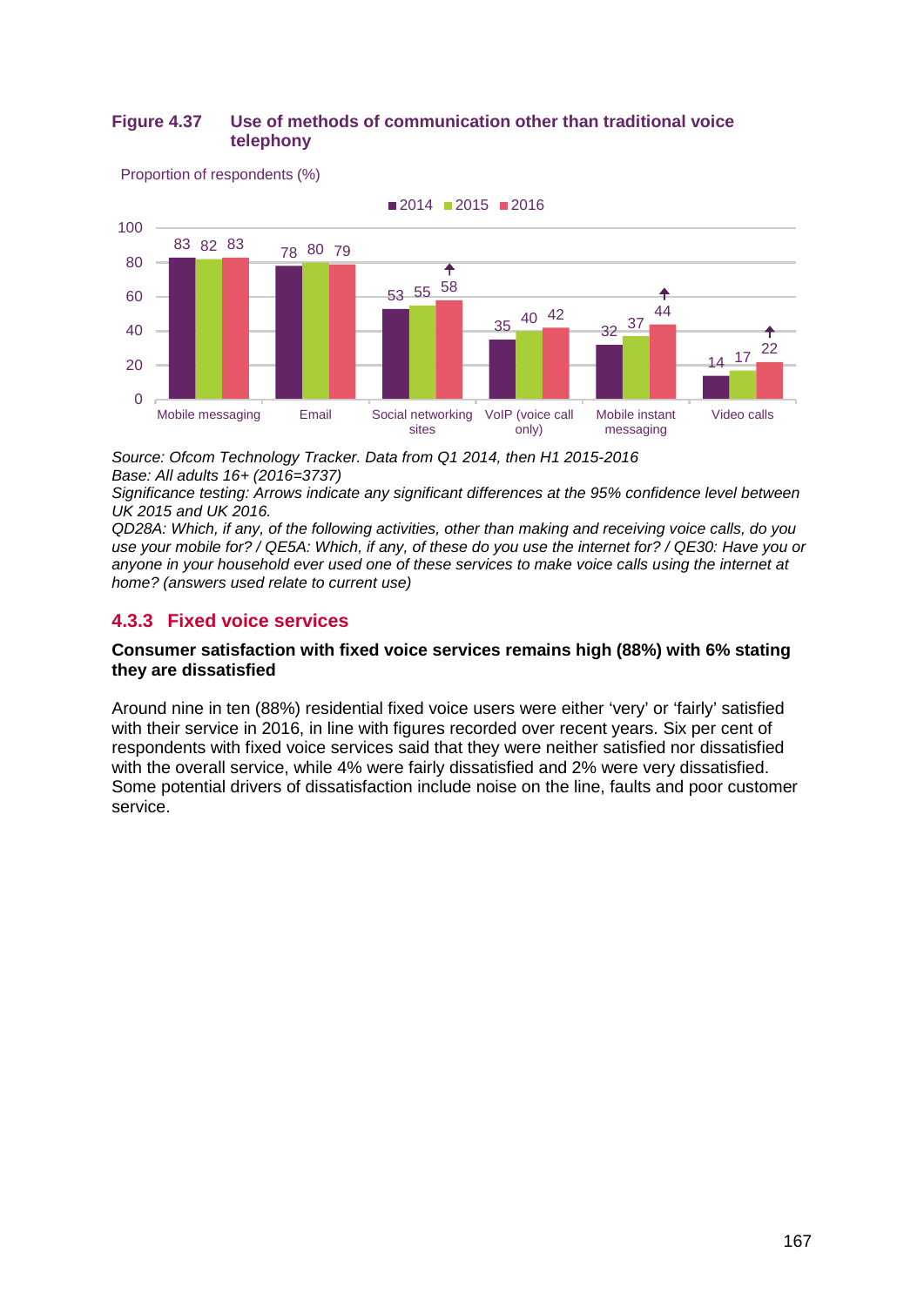**Figure 4.37 Use of methods of communication other than traditional voice telephony**

Proportion of respondents (%)

| | 2014 | 2015 | 2016 |
|---|---|---|---|
| Mobile messaging | 83 | 82 | 83 |
| Email | 78 | 80 | 79 |
| Social networking sites | 53 | 55 | 58 ↑ |
| VoIP (voice call only) | 35 | 40 | 42 |
| Mobile instant messaging | 32 | 37 | 44 ↑ |
| Video calls | 14 | 17 | 22 ↑ |

*Source: Ofcom Technology Tracker. Data from Q1 2014, then H1 2015-2016*
*Base: All adults 16+ (2016=3737)*
*Significance testing: Arrows indicate any significant differences at the 95% confidence level between UK 2015 and UK 2016.*
*QD28A: Which, if any, of the following activities, other than making and receiving voice calls, do you use your mobile for? / QE5A: Which, if any, of these do you use the internet for? / QE30: Have you or anyone in your household ever used one of these services to make voice calls using the internet at home? (answers used relate to current use)*

### 4.3.3 Fixed voice services

**Consumer satisfaction with fixed voice services remains high (88%) with 6% stating they are dissatisfied**

Around nine in ten (88%) residential fixed voice users were either 'very' or 'fairly' satisfied with their service in 2016, in line with figures recorded over recent years. Six per cent of respondents with fixed voice services said that they were neither satisfied nor dissatisfied with the overall service, while 4% were fairly dissatisfied and 2% were very dissatisfied. Some potential drivers of dissatisfaction include noise on the line, faults and poor customer service.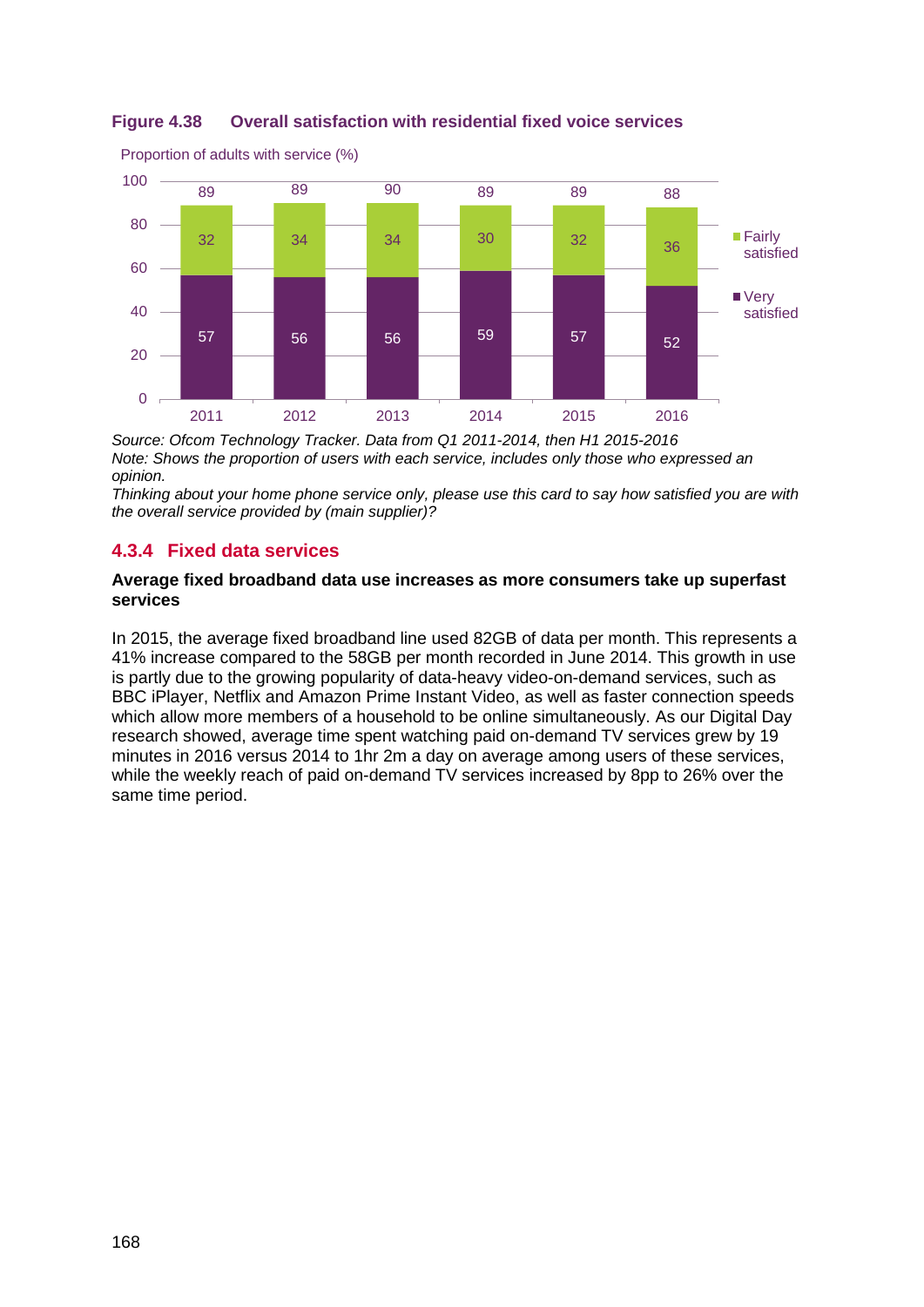**Figure 4.38 Overall satisfaction with residential fixed voice services**

Proportion of adults with service (%)

| | 2011 | 2012 | 2013 | 2014 | 2015 | 2016 |
|---|---|---|---|---|---|---|
| Fairly satisfied | 32 | 34 | 34 | 30 | 32 | 36 |
| Very satisfied | 57 | 56 | 56 | 59 | 57 | 52 |
| Total | 89 | 89 | 90 | 89 | 89 | 88 |

*Source: Ofcom Technology Tracker. Data from Q1 2011-2014, then H1 2015-2016*
*Note: Shows the proportion of users with each service, includes only those who expressed an opinion.*
*Thinking about your home phone service only, please use this card to say how satisfied you are with the overall service provided by (main supplier)?*

### 4.3.4 Fixed data services

**Average fixed broadband data use increases as more consumers take up superfast services**

In 2015, the average fixed broadband line used 82GB of data per month. This represents a 41% increase compared to the 58GB per month recorded in June 2014. This growth in use is partly due to the growing popularity of data-heavy video-on-demand services, such as BBC iPlayer, Netflix and Amazon Prime Instant Video, as well as faster connection speeds which allow more members of a household to be online simultaneously. As our Digital Day research showed, average time spent watching paid on-demand TV services grew by 19 minutes in 2016 versus 2014 to 1hr 2m a day on average among users of these services, while the weekly reach of paid on-demand TV services increased by 8pp to 26% over the same time period.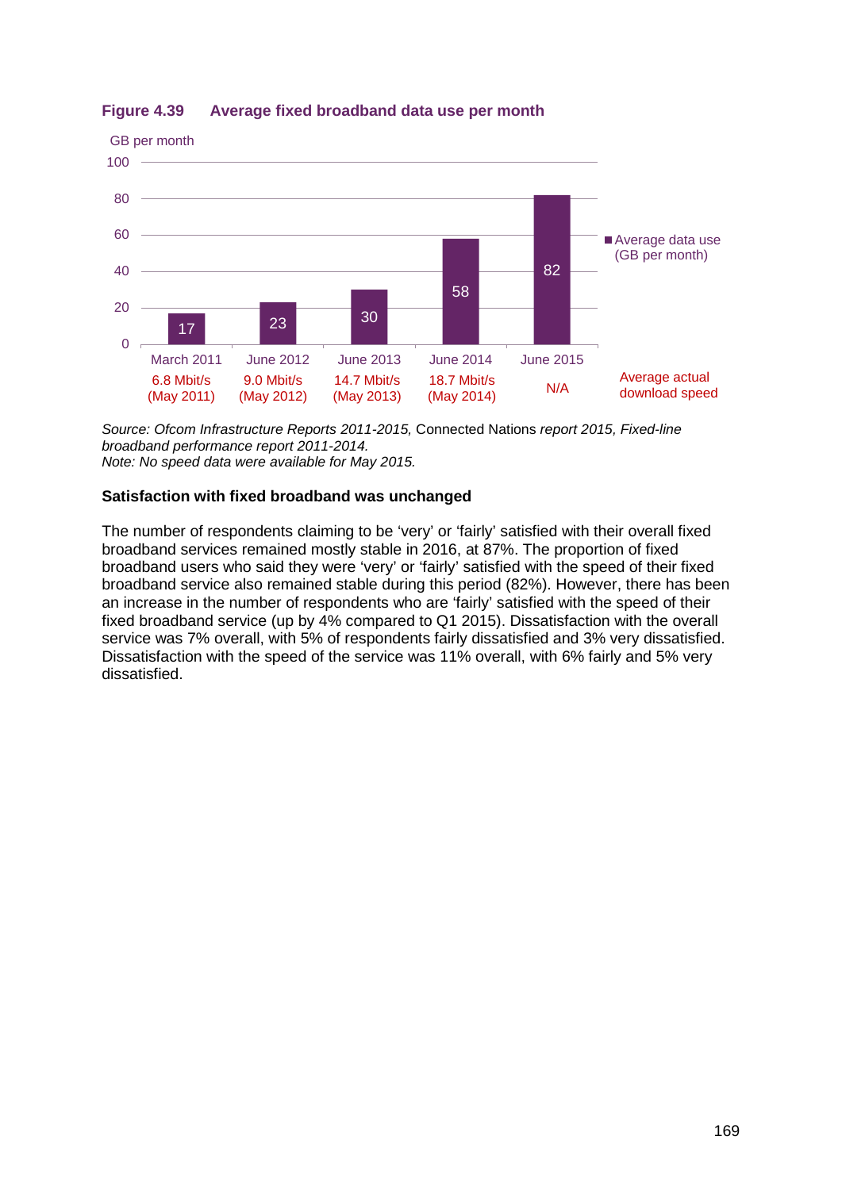**Figure 4.39 Average fixed broadband data use per month**

| | March 2011 | June 2012 | June 2013 | June 2014 | June 2015 |
|---|---|---|---|---|---|
| Average data use (GB per month) | 17 | 23 | 30 | 58 | 82 |
| Average actual download speed | 6.8 Mbit/s (May 2011) | 9.0 Mbit/s (May 2012) | 14.7 Mbit/s (May 2013) | 18.7 Mbit/s (May 2014) | N/A |

*Source: Ofcom Infrastructure Reports 2011-2015,* Connected Nations *report 2015, Fixed-line broadband performance report 2011-2014.*
*Note: No speed data were available for May 2015.*

**Satisfaction with fixed broadband was unchanged**

The number of respondents claiming to be 'very' or 'fairly' satisfied with their overall fixed broadband services remained mostly stable in 2016, at 87%. The proportion of fixed broadband users who said they were 'very' or 'fairly' satisfied with the speed of their fixed broadband service also remained stable during this period (82%). However, there has been an increase in the number of respondents who are 'fairly' satisfied with the speed of their fixed broadband service (up by 4% compared to Q1 2015). Dissatisfaction with the overall service was 7% overall, with 5% of respondents fairly dissatisfied and 3% very dissatisfied. Dissatisfaction with the speed of the service was 11% overall, with 6% fairly and 5% very dissatisfied.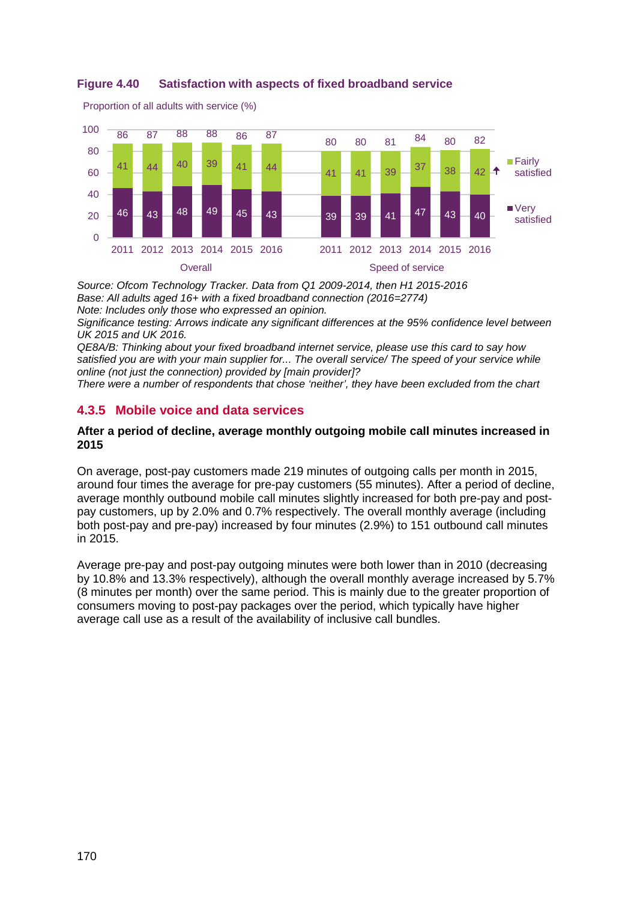**Figure 4.40 Satisfaction with aspects of fixed broadband service**

Proportion of all adults with service (%)

| | Year | Very satisfied | Fairly satisfied | Total |
|---|---|---|---|---|
| Overall | 2011 | 46 | 41 | 86 |
| | 2012 | 43 | 44 | 87 |
| | 2013 | 48 | 40 | 88 |
| | 2014 | 49 | 39 | 88 |
| | 2015 | 45 | 41 | 86 |
| | 2016 | 43 | 44 | 87 |
| Speed of service | 2011 | 39 | 41 | 80 |
| | 2012 | 39 | 41 | 80 |
| | 2013 | 41 | 39 | 81 |
| | 2014 | 47 | 37 | 84 |
| | 2015 | 43 | 38 | 80 |
| | 2016 | 40 | 42 ↑ | 82 |

*Source: Ofcom Technology Tracker. Data from Q1 2009-2014, then H1 2015-2016*
*Base: All adults aged 16+ with a fixed broadband connection (2016=2774)*
*Note: Includes only those who expressed an opinion.*
*Significance testing: Arrows indicate any significant differences at the 95% confidence level between UK 2015 and UK 2016.*
*QE8A/B: Thinking about your fixed broadband internet service, please use this card to say how satisfied you are with your main supplier for... The overall service/ The speed of your service while online (not just the connection) provided by [main provider]?*
*There were a number of respondents that chose 'neither', they have been excluded from the chart*

### 4.3.5 Mobile voice and data services

**After a period of decline, average monthly outgoing mobile call minutes increased in 2015**

On average, post-pay customers made 219 minutes of outgoing calls per month in 2015, around four times the average for pre-pay customers (55 minutes). After a period of decline, average monthly outbound mobile call minutes slightly increased for both pre-pay and post-pay customers, up by 2.0% and 0.7% respectively. The overall monthly average (including both post-pay and pre-pay) increased by four minutes (2.9%) to 151 outbound call minutes in 2015.

Average pre-pay and post-pay outgoing minutes were both lower than in 2010 (decreasing by 10.8% and 13.3% respectively), although the overall monthly average increased by 5.7% (8 minutes per month) over the same period. This is mainly due to the greater proportion of consumers moving to post-pay packages over the period, which typically have higher average call use as a result of the availability of inclusive call bundles.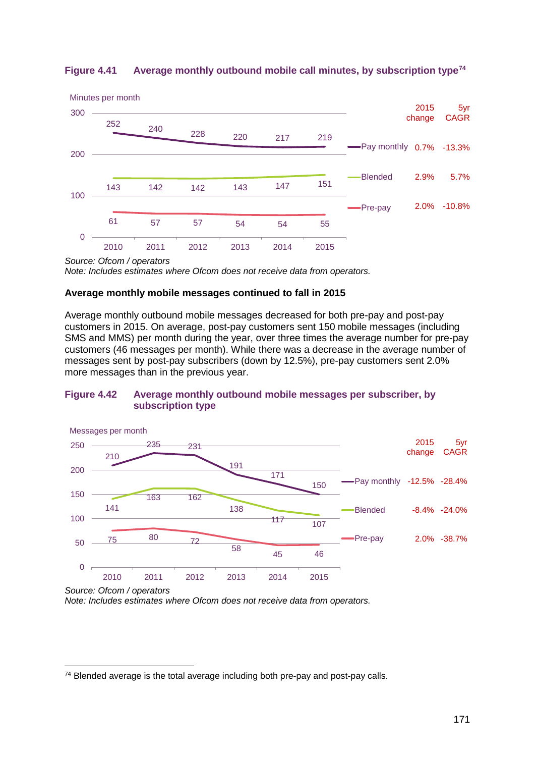**Figure 4.41 Average monthly outbound mobile call minutes, by subscription type**[74]

Minutes per month

| | 2010 | 2011 | 2012 | 2013 | 2014 | 2015 | 2015 change | 5yr CAGR |
|---|---|---|---|---|---|---|---|---|
| Pay monthly | 252 | 240 | 228 | 220 | 217 | 219 | 0.7% | -13.3% |
| Blended | 143 | 142 | 142 | 143 | 147 | 151 | 2.9% | 5.7% |
| Pre-pay | 61 | 57 | 57 | 54 | 54 | 55 | 2.0% | -10.8% |

*Source: Ofcom / operators*
*Note: Includes estimates where Ofcom does not receive data from operators.*

**Average monthly mobile messages continued to fall in 2015**

Average monthly outbound mobile messages decreased for both pre-pay and post-pay customers in 2015. On average, post-pay customers sent 150 mobile messages (including SMS and MMS) per month during the year, over three times the average number for pre-pay customers (46 messages per month). While there was a decrease in the average number of messages sent by post-pay subscribers (down by 12.5%), pre-pay customers sent 2.0% more messages than in the previous year.

**Figure 4.42 Average monthly outbound mobile messages per subscriber, by subscription type**

Messages per month

| | 2010 | 2011 | 2012 | 2013 | 2014 | 2015 | 2015 change | 5yr CAGR |
|---|---|---|---|---|---|---|---|---|
| Pay monthly | 210 | 235 | 231 | 191 | 171 | 150 | -12.5% | -28.4% |
| Blended | 141 | 163 | 162 | 138 | 117 | 107 | -8.4% | -24.0% |
| Pre-pay | 75 | 80 | 72 | 58 | 45 | 46 | 2.0% | -38.7% |

*Source: Ofcom / operators*
*Note: Includes estimates where Ofcom does not receive data from operators.*

---

[74] Blended average is the total average including both pre-pay and post-pay calls.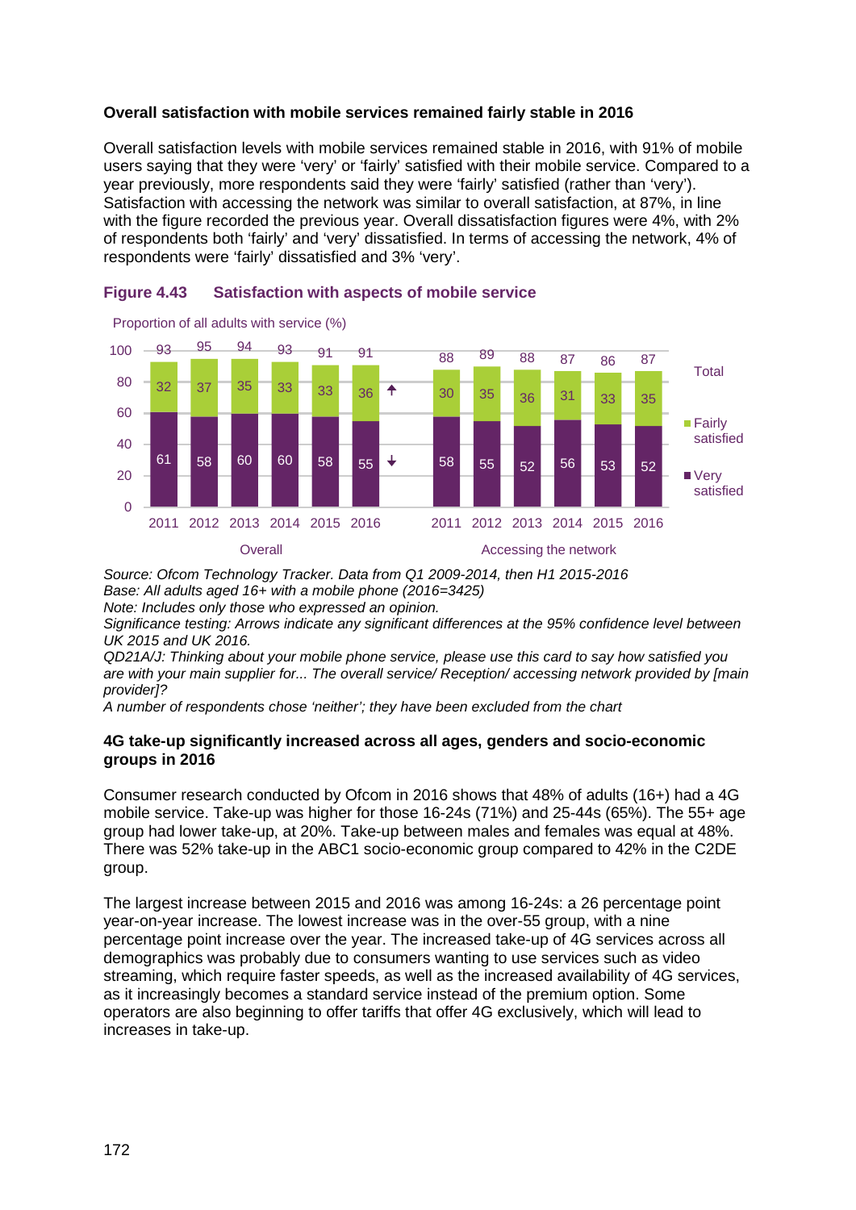**Overall satisfaction with mobile services remained fairly stable in 2016**

Overall satisfaction levels with mobile services remained stable in 2016, with 91% of mobile users saying that they were 'very' or 'fairly' satisfied with their mobile service. Compared to a year previously, more respondents said they were 'fairly' satisfied (rather than 'very'). Satisfaction with accessing the network was similar to overall satisfaction, at 87%, in line with the figure recorded the previous year. Overall dissatisfaction figures were 4%, with 2% of respondents both 'fairly' and 'very' dissatisfied. In terms of accessing the network, 4% of respondents were 'fairly' dissatisfied and 3% 'very'.

**Figure 4.43 Satisfaction with aspects of mobile service**

Proportion of all adults with service (%)

| | Year | Very satisfied | Fairly satisfied | Total |
|---|---|---|---|---|
| Overall | 2011 | 61 | 32 | 93 |
| | 2012 | 58 | 37 | 95 |
| | 2013 | 60 | 35 | 94 |
| | 2014 | 60 | 33 | 93 |
| | 2015 | 58 | 33 | 91 |
| | 2016 | 55 ↓ | 36 ↑ | 91 |
| Accessing the network | 2011 | 58 | 30 | 88 |
| | 2012 | 55 | 35 | 89 |
| | 2013 | 52 | 36 | 88 |
| | 2014 | 56 | 31 | 87 |
| | 2015 | 53 | 33 | 86 |
| | 2016 | 52 | 35 | 87 |

*Source: Ofcom Technology Tracker. Data from Q1 2009-2014, then H1 2015-2016*
*Base: All adults aged 16+ with a mobile phone (2016=3425)*
*Note: Includes only those who expressed an opinion.*
*Significance testing: Arrows indicate any significant differences at the 95% confidence level between UK 2015 and UK 2016.*
*QD21A/J: Thinking about your mobile phone service, please use this card to say how satisfied you are with your main supplier for... The overall service/ Reception/ accessing network provided by [main provider]?*
*A number of respondents chose 'neither'; they have been excluded from the chart*

**4G take-up significantly increased across all ages, genders and socio-economic groups in 2016**

Consumer research conducted by Ofcom in 2016 shows that 48% of adults (16+) had a 4G mobile service. Take-up was higher for those 16-24s (71%) and 25-44s (65%). The 55+ age group had lower take-up, at 20%. Take-up between males and females was equal at 48%. There was 52% take-up in the ABC1 socio-economic group compared to 42% in the C2DE group.

The largest increase between 2015 and 2016 was among 16-24s: a 26 percentage point year-on-year increase. The lowest increase was in the over-55 group, with a nine percentage point increase over the year. The increased take-up of 4G services across all demographics was probably due to consumers wanting to use services such as video streaming, which require faster speeds, as well as the increased availability of 4G services, as it increasingly becomes a standard service instead of the premium option. Some operators are also beginning to offer tariffs that offer 4G exclusively, which will lead to increases in take-up.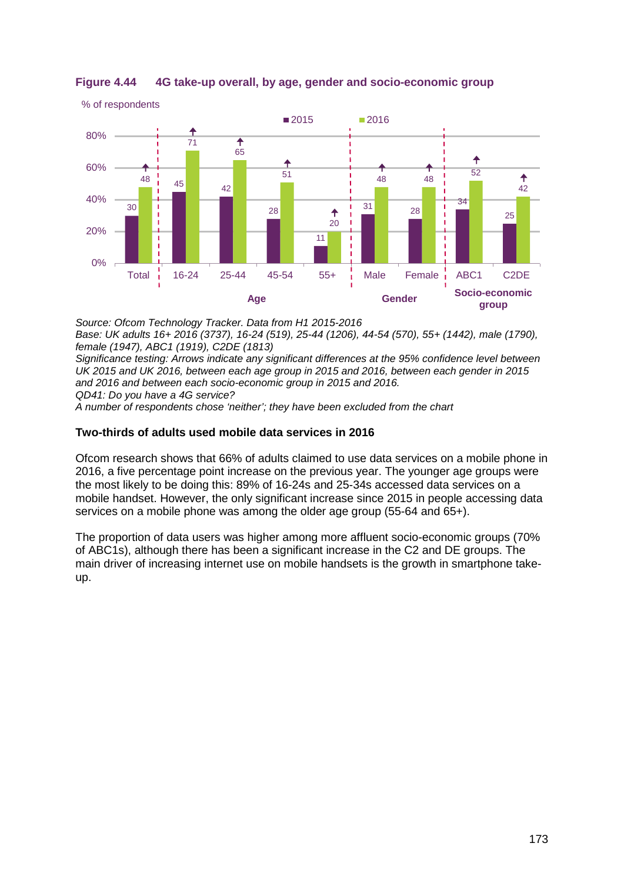**Figure 4.44 4G take-up overall, by age, gender and socio-economic group**

% of respondents

| | 2015 | 2016 |
|---|---|---|
| Total | 30 | 48 ↑ |
| 16-24 (Age) | 45 | 71 ↑ |
| 25-44 (Age) | 42 | 65 ↑ |
| 45-54 (Age) | 28 | 51 ↑ |
| 55+ (Age) | 11 | 20 ↑ |
| Male (Gender) | 31 | 48 ↑ |
| Female (Gender) | 28 | 48 ↑ |
| ABC1 (Socio-economic group) | 34 | 52 ↑ |
| C2DE (Socio-economic group) | 25 | 42 ↑ |

*Source: Ofcom Technology Tracker. Data from H1 2015-2016*
*Base: UK adults 16+ 2016 (3737), 16-24 (519), 25-44 (1206), 44-54 (570), 55+ (1442), male (1790), female (1947), ABC1 (1919), C2DE (1813)*
*Significance testing: Arrows indicate any significant differences at the 95% confidence level between UK 2015 and UK 2016, between each age group in 2015 and 2016, between each gender in 2015 and 2016 and between each socio-economic group in 2015 and 2016.*
*QD41: Do you have a 4G service?*
*A number of respondents chose 'neither'; they have been excluded from the chart*

**Two-thirds of adults used mobile data services in 2016**

Ofcom research shows that 66% of adults claimed to use data services on a mobile phone in 2016, a five percentage point increase on the previous year. The younger age groups were the most likely to be doing this: 89% of 16-24s and 25-34s accessed data services on a mobile handset. However, the only significant increase since 2015 in people accessing data services on a mobile phone was among the older age group (55-64 and 65+).

The proportion of data users was higher among more affluent socio-economic groups (70% of ABC1s), although there has been a significant increase in the C2 and DE groups. The main driver of increasing internet use on mobile handsets is the growth in smartphone take-up.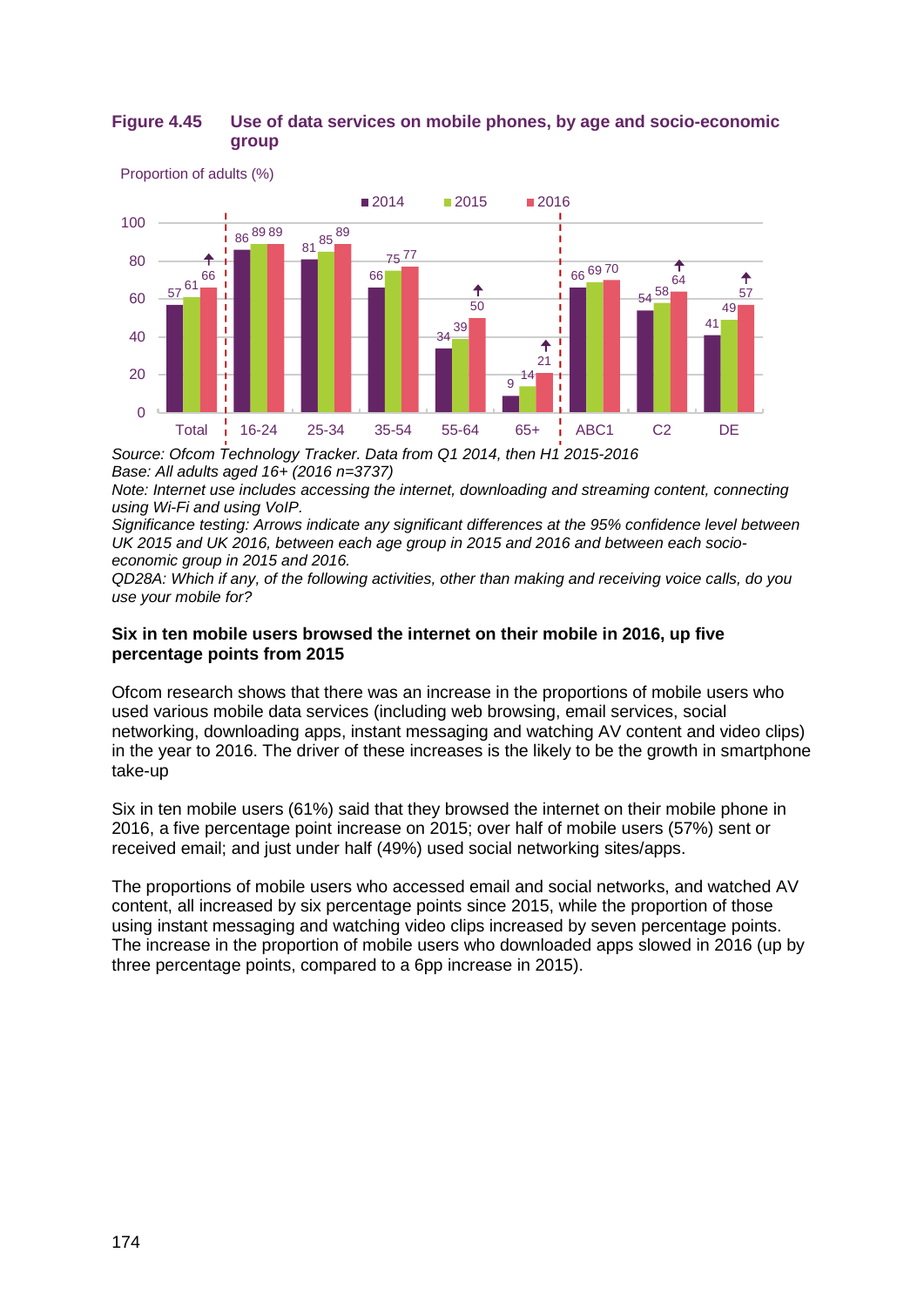**Figure 4.45 Use of data services on mobile phones, by age and socio-economic group**

Proportion of adults (%)

| | Total | 16-24 | 25-34 | 35-54 | 55-64 | 65+ | ABC1 | C2 | DE |
|---|---|---|---|---|---|---|---|---|---|
| 2014 | 57 | 86 | 81 | 66 | 34 | 9 | 66 | 54 | 41 |
| 2015 | 61 | 89 | 85 | 75 | 39 | 14 | 69 | 58 | 49 |
| 2016 | 66 ↑ | 89 | 89 | 77 | 50 ↑ | 21 ↑ | 70 | 64 ↑ | 57 ↑ |

*Source: Ofcom Technology Tracker. Data from Q1 2014, then H1 2015-2016*
*Base: All adults aged 16+ (2016 n=3737)*
*Note: Internet use includes accessing the internet, downloading and streaming content, connecting using Wi-Fi and using VoIP.*
*Significance testing: Arrows indicate any significant differences at the 95% confidence level between UK 2015 and UK 2016, between each age group in 2015 and 2016 and between each socio-economic group in 2015 and 2016.*
*QD28A: Which if any, of the following activities, other than making and receiving voice calls, do you use your mobile for?*

**Six in ten mobile users browsed the internet on their mobile in 2016, up five percentage points from 2015**

Ofcom research shows that there was an increase in the proportions of mobile users who used various mobile data services (including web browsing, email services, social networking, downloading apps, instant messaging and watching AV content and video clips) in the year to 2016. The driver of these increases is the likely to be the growth in smartphone take-up

Six in ten mobile users (61%) said that they browsed the internet on their mobile phone in 2016, a five percentage point increase on 2015; over half of mobile users (57%) sent or received email; and just under half (49%) used social networking sites/apps.

The proportions of mobile users who accessed email and social networks, and watched AV content, all increased by six percentage points since 2015, while the proportion of those using instant messaging and watching video clips increased by seven percentage points. The increase in the proportion of mobile users who downloaded apps slowed in 2016 (up by three percentage points, compared to a 6pp increase in 2015).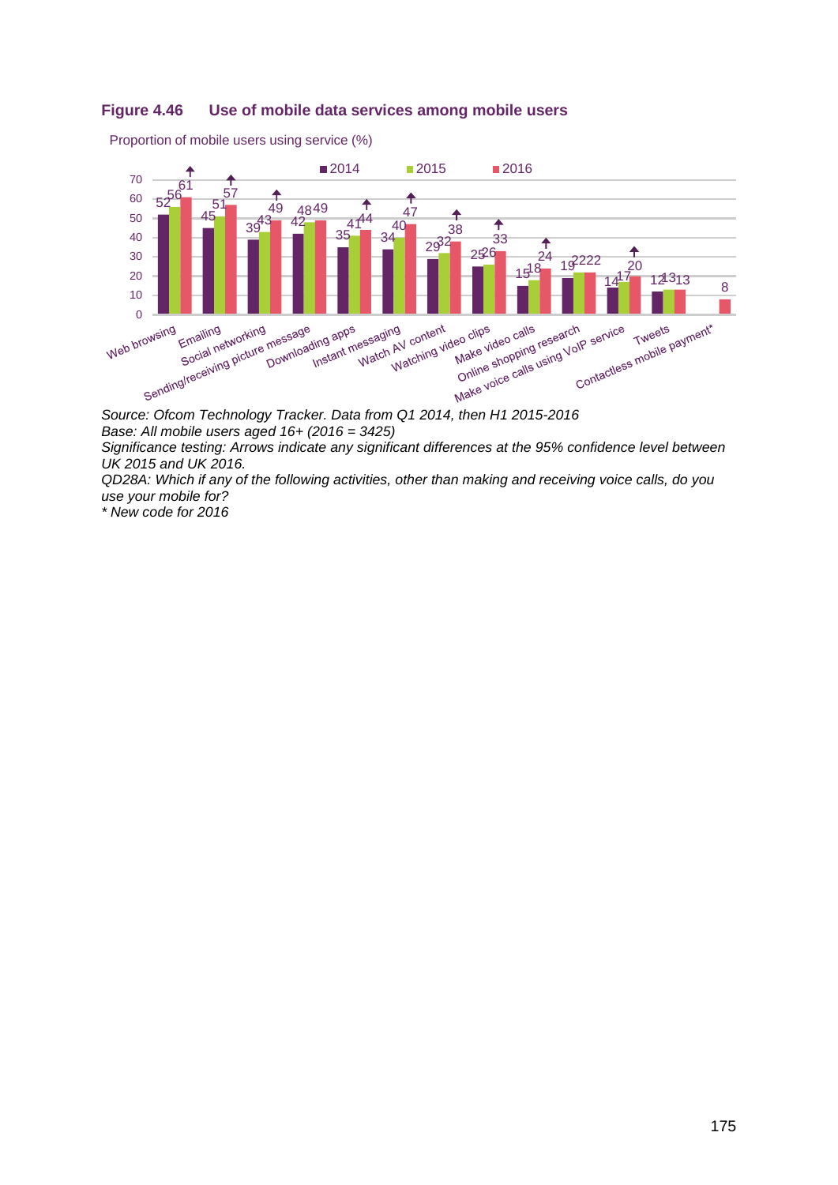**Figure 4.46 Use of mobile data services among mobile users**

Proportion of mobile users using service (%)

2014 2015 2016

70
60
50
40
30
20
10
0

52 56 61
45 51 57
39 43 49
42 48 49
35 41 44
34 40 47
29 32 38
25 26 33
15 18 24
19 22 22
14 17 20
12 13 13
8

Web browsing
Emailing
Social networking
Sending/receiving picture message
Downloading apps
Instant messaging
Watch AV content
Watching video clips
Make video calls
Online shopping research
Make voice calls using VoIP service
Tweets
Contactless mobile payment*

*Source: Ofcom Technology Tracker. Data from Q1 2014, then H1 2015-2016*
*Base: All mobile users aged 16+ (2016 = 3425)*
*Significance testing: Arrows indicate any significant differences at the 95% confidence level between UK 2015 and UK 2016.*
*QD28A: Which if any of the following activities, other than making and receiving voice calls, do you use your mobile for?*
** New code for 2016*